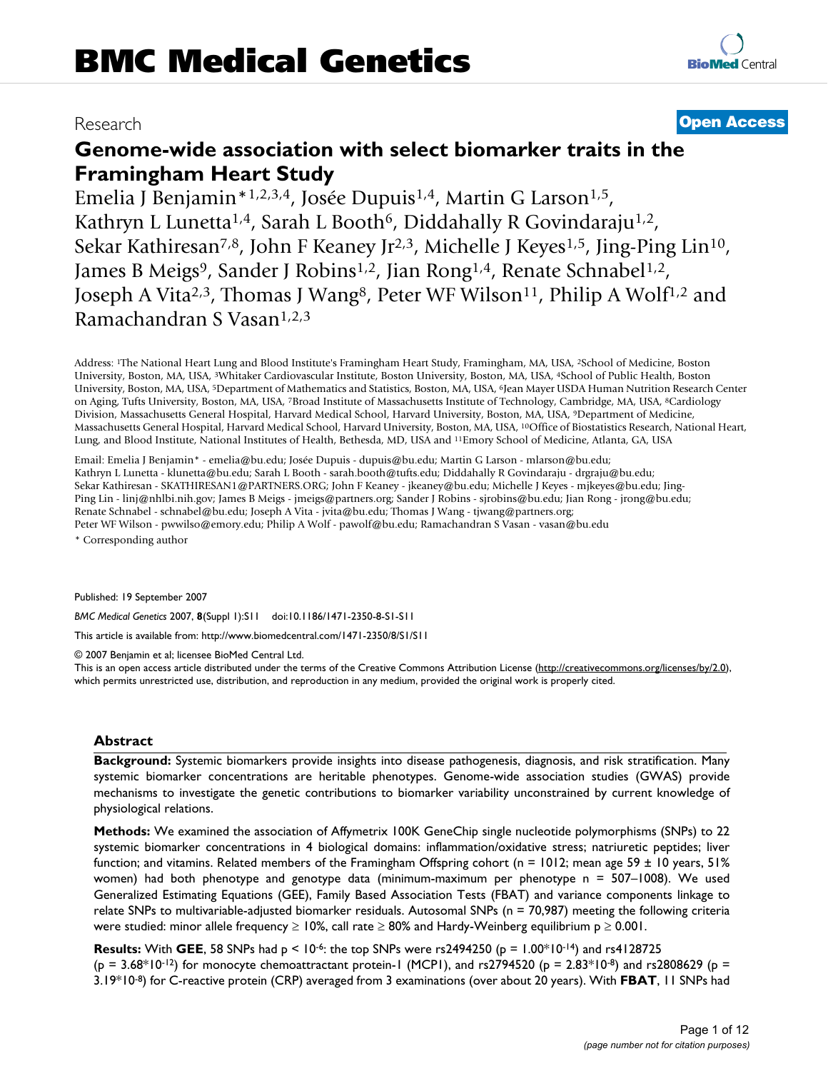# BMC Medical Genetics

Research

**Open Access**

## Genome-wide association with select biomarker traits in the Framingham Heart Study

Emelia J Benjamin*[1,2,3,4], Josée Dupuis[1,4], Martin G Larson[1,5], Kathryn L Lunetta[1,4], Sarah L Booth[6], Diddahally R Govindaraju[1,2], Sekar Kathiresan[7,8], John F Keaney Jr[2,3], Michelle J Keyes[1,5], Jing-Ping Lin[10], James B Meigs[9], Sander J Robins[1,2], Jian Rong[1,4], Renate Schnabel[1,2], Joseph A Vita[2,3], Thomas J Wang[8], Peter WF Wilson[11], Philip A Wolf[1,2] and Ramachandran S Vasan[1,2,3]

Address: [1]The National Heart Lung and Blood Institute's Framingham Heart Study, Framingham, MA, USA, [2]School of Medicine, Boston University, Boston, MA, USA, [3]Whitaker Cardiovascular Institute, Boston University, Boston, MA, USA, [4]School of Public Health, Boston University, Boston, MA, USA, [5]Department of Mathematics and Statistics, Boston, MA, USA, [6]Jean Mayer USDA Human Nutrition Research Center on Aging, Tufts University, Boston, MA, USA, [7]Broad Institute of Massachusetts Institute of Technology, Cambridge, MA, USA, [8]Cardiology Division, Massachusetts General Hospital, Harvard Medical School, Harvard University, Boston, MA, USA, [9]Department of Medicine, Massachusetts General Hospital, Harvard Medical School, Harvard University, Boston, MA, USA, [10]Office of Biostatistics Research, National Heart, Lung, and Blood Institute, National Institutes of Health, Bethesda, MD, USA and [11]Emory School of Medicine, Atlanta, GA, USA

Email: Emelia J Benjamin* - emelia@bu.edu; Josée Dupuis - dupuis@bu.edu; Martin G Larson - mlarson@bu.edu; Kathryn L Lunetta - klunetta@bu.edu; Sarah L Booth - sarah.booth@tufts.edu; Diddahally R Govindaraju - drgraju@bu.edu; Sekar Kathiresan - SKATHIRESAN1@PARTNERS.ORG; John F Keaney - jkeaney@bu.edu; Michelle J Keyes - mjkeyes@bu.edu; Jing-Ping Lin - linj@nhlbi.nih.gov; James B Meigs - jmeigs@partners.org; Sander J Robins - sjrobins@bu.edu; Jian Rong - jrong@bu.edu; Renate Schnabel - schnabel@bu.edu; Joseph A Vita - jvita@bu.edu; Thomas J Wang - tjwang@partners.org; Peter WF Wilson - pwwilso@emory.edu; Philip A Wolf - pawolf@bu.edu; Ramachandran S Vasan - vasan@bu.edu

\* Corresponding author

Published: 19 September 2007

*BMC Medical Genetics* 2007, **8**(Suppl 1):S11 doi:10.1186/1471-2350-8-S1-S11

This article is available from: http://www.biomedcentral.com/1471-2350/8/S1/S11

© 2007 Benjamin et al; licensee BioMed Central Ltd.

This is an open access article distributed under the terms of the Creative Commons Attribution License (http://creativecommons.org/licenses/by/2.0), which permits unrestricted use, distribution, and reproduction in any medium, provided the original work is properly cited.

### Abstract

**Background:** Systemic biomarkers provide insights into disease pathogenesis, diagnosis, and risk stratification. Many systemic biomarker concentrations are heritable phenotypes. Genome-wide association studies (GWAS) provide mechanisms to investigate the genetic contributions to biomarker variability unconstrained by current knowledge of physiological relations.

**Methods:** We examined the association of Affymetrix 100K GeneChip single nucleotide polymorphisms (SNPs) to 22 systemic biomarker concentrations in 4 biological domains: inflammation/oxidative stress; natriuretic peptides; liver function; and vitamins. Related members of the Framingham Offspring cohort (n = 1012; mean age 59 ± 10 years, 51% women) had both phenotype and genotype data (minimum-maximum per phenotype n = 507–1008). We used Generalized Estimating Equations (GEE), Family Based Association Tests (FBAT) and variance components linkage to relate SNPs to multivariable-adjusted biomarker residuals. Autosomal SNPs (n = 70,987) meeting the following criteria were studied: minor allele frequency ≥ 10%, call rate ≥ 80% and Hardy-Weinberg equilibrium p ≥ 0.001.

**Results:** With **GEE**, 58 SNPs had $p < 10^{-6}$: the top SNPs were rs2494250 ($p = 1.00*10^{-14}$) and rs4128725 ($p = 3.68*10^{-12}$) for monocyte chemoattractant protein-1 (MCP1), and rs2794520 ($p = 2.83*10^{-8}$) and rs2808629 ($p = 3.19*10^{-8}$) for C-reactive protein (CRP) averaged from 3 examinations (over about 20 years). With **FBAT**, 11 SNPs had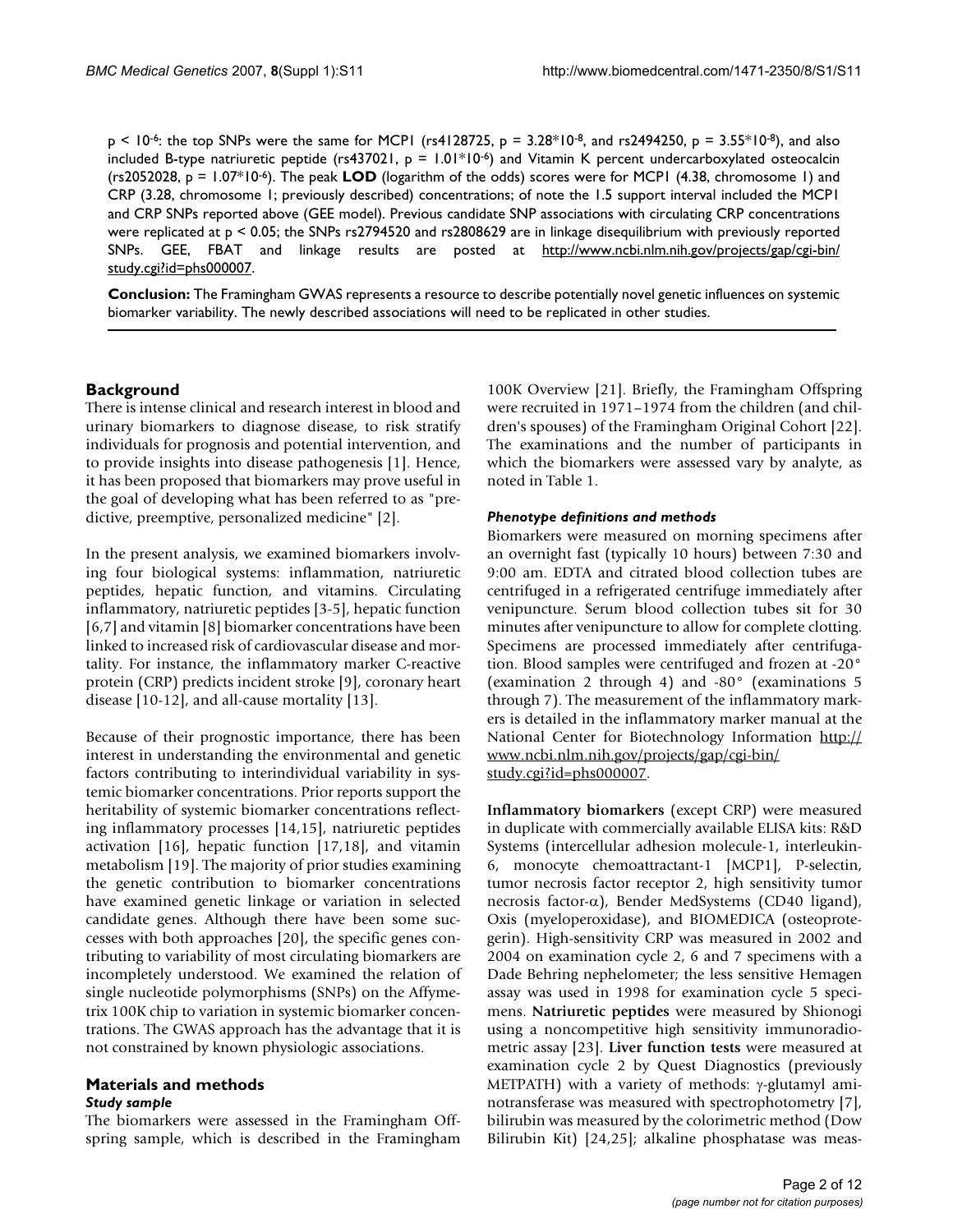$p < 10^{-6}$: the top SNPs were the same for MCP1 (rs4128725, $p = 3.28*10^{-8}$, and rs2494250, $p = 3.55*10^{-8}$), and also included B-type natriuretic peptide (rs437021, $p = 1.01*10^{-6}$) and Vitamin K percent undercarboxylated osteocalcin (rs2052028, $p = 1.07*10^{-6}$). The peak **LOD** (logarithm of the odds) scores were for MCP1 (4.38, chromosome 1) and CRP (3.28, chromosome 1; previously described) concentrations; of note the 1.5 support interval included the MCP1 and CRP SNPs reported above (GEE model). Previous candidate SNP associations with circulating CRP concentrations were replicated at $p < 0.05$; the SNPs rs2794520 and rs2808629 are in linkage disequilibrium with previously reported SNPs. GEE, FBAT and linkage results are posted at http://www.ncbi.nlm.nih.gov/projects/gap/cgi-bin/study.cgi?id=phs000007.

**Conclusion:** The Framingham GWAS represents a resource to describe potentially novel genetic influences on systemic biomarker variability. The newly described associations will need to be replicated in other studies.

## Background

There is intense clinical and research interest in blood and urinary biomarkers to diagnose disease, to risk stratify individuals for prognosis and potential intervention, and to provide insights into disease pathogenesis [1]. Hence, it has been proposed that biomarkers may prove useful in the goal of developing what has been referred to as "predictive, preemptive, personalized medicine" [2].

In the present analysis, we examined biomarkers involving four biological systems: inflammation, natriuretic peptides, hepatic function, and vitamins. Circulating inflammatory, natriuretic peptides [3-5], hepatic function [6,7] and vitamin [8] biomarker concentrations have been linked to increased risk of cardiovascular disease and mortality. For instance, the inflammatory marker C-reactive protein (CRP) predicts incident stroke [9], coronary heart disease [10-12], and all-cause mortality [13].

Because of their prognostic importance, there has been interest in understanding the environmental and genetic factors contributing to interindividual variability in systemic biomarker concentrations. Prior reports support the heritability of systemic biomarker concentrations reflecting inflammatory processes [14,15], natriuretic peptides activation [16], hepatic function [17,18], and vitamin metabolism [19]. The majority of prior studies examining the genetic contribution to biomarker concentrations have examined genetic linkage or variation in selected candidate genes. Although there have been some successes with both approaches [20], the specific genes contributing to variability of most circulating biomarkers are incompletely understood. We examined the relation of single nucleotide polymorphisms (SNPs) on the Affymetrix 100K chip to variation in systemic biomarker concentrations. The GWAS approach has the advantage that it is not constrained by known physiologic associations.

## Materials and methods

### *Study sample*

The biomarkers were assessed in the Framingham Offspring sample, which is described in the Framingham 100K Overview [21]. Briefly, the Framingham Offspring were recruited in 1971–1974 from the children (and children's spouses) of the Framingham Original Cohort [22]. The examinations and the number of participants in which the biomarkers were assessed vary by analyte, as noted in Table 1.

### *Phenotype definitions and methods*

Biomarkers were measured on morning specimens after an overnight fast (typically 10 hours) between 7:30 and 9:00 am. EDTA and citrated blood collection tubes are centrifuged in a refrigerated centrifuge immediately after venipuncture. Serum blood collection tubes sit for 30 minutes after venipuncture to allow for complete clotting. Specimens are processed immediately after centrifugation. Blood samples were centrifuged and frozen at -20° (examination 2 through 4) and -80° (examinations 5 through 7). The measurement of the inflammatory markers is detailed in the inflammatory marker manual at the National Center for Biotechnology Information http://www.ncbi.nlm.nih.gov/projects/gap/cgi-bin/study.cgi?id=phs000007.

**Inflammatory biomarkers** (except CRP) were measured in duplicate with commercially available ELISA kits: R&D Systems (intercellular adhesion molecule-1, interleukin-6, monocyte chemoattractant-1 [MCP1], P-selectin, tumor necrosis factor receptor 2, high sensitivity tumor necrosis factor-α), Bender MedSystems (CD40 ligand), Oxis (myeloperoxidase), and BIOMEDICA (osteoprotegerin). High-sensitivity CRP was measured in 2002 and 2004 on examination cycle 2, 6 and 7 specimens with a Dade Behring nephelometer; the less sensitive Hemagen assay was used in 1998 for examination cycle 5 specimens. **Natriuretic peptides** were measured by Shionogi using a noncompetitive high sensitivity immunoradiometric assay [23]. **Liver function tests** were measured at examination cycle 2 by Quest Diagnostics (previously METPATH) with a variety of methods: γ-glutamyl aminotransferase was measured with spectrophotometry [7], bilirubin was measured by the colorimetric method (Dow Bilirubin Kit) [24,25]; alkaline phosphatase was meas-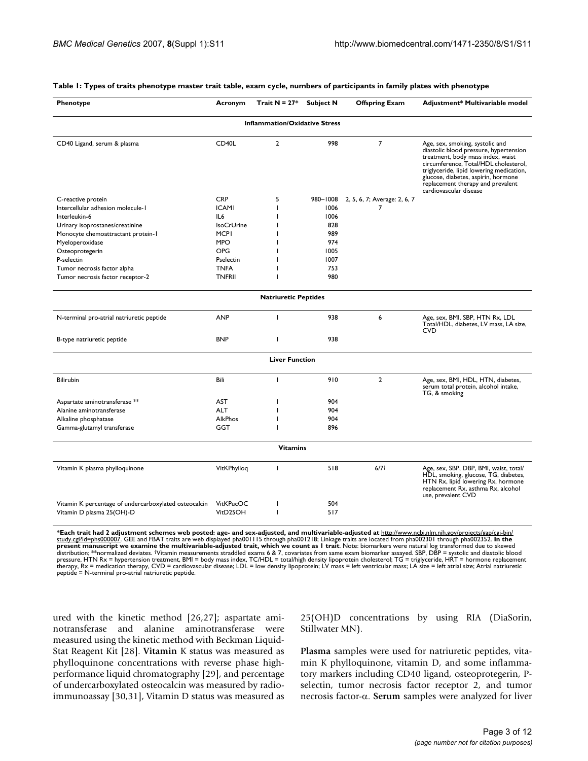**Table 1: Types of traits phenotype master trait table, exam cycle, numbers of participants in family plates with phenotype**

| Phenotype | Acronym | Trait N = 27* | Subject N | Offspring Exam | Adjustment* Multivariable model |
|---|---|---|---|---|---|
| **Inflammation/Oxidative Stress** | | | | | |
| CD40 Ligand, serum & plasma | CD40L | 2 | 998 | 7 | Age, sex, smoking, systolic and diastolic blood pressure, hypertension treatment, body mass index, waist circumference, Total/HDL cholesterol, triglyceride, lipid lowering medication, glucose, diabetes, aspirin, hormone replacement therapy and prevalent cardiovascular disease |
| C-reactive protein | CRP | 5 | 980–1008 | 2, 5, 6, 7; Average: 2, 6, 7 | |
| Intercellular adhesion molecule-1 | ICAM1 | 1 | 1006 | 7 | |
| Interleukin-6 | IL6 | 1 | 1006 | | |
| Urinary isoprostanes/creatinine | IsoCrUrine | 1 | 828 | | |
| Monocyte chemoattractant protein-1 | MCP1 | 1 | 989 | | |
| Myeloperoxidase | MPO | 1 | 974 | | |
| Osteoprotegerin | OPG | 1 | 1005 | | |
| P-selectin | Pselectin | 1 | 1007 | | |
| Tumor necrosis factor alpha | TNFA | 1 | 753 | | |
| Tumor necrosis factor receptor-2 | TNFRII | 1 | 980 | | |
| **Natriuretic Peptides** | | | | | |
| N-terminal pro-atrial natriuretic peptide | ANP | 1 | 938 | 6 | Age, sex, BMI, SBP, HTN Rx, LDL Total/HDL, diabetes, LV mass, LA size, CVD |
| B-type natriuretic peptide | BNP | 1 | 938 | | |
| **Liver Function** | | | | | |
| Bilirubin | Bili | 1 | 910 | 2 | Age, sex, BMI, HDL, HTN, diabetes, serum total protein, alcohol intake, TG, & smoking |
| Aspartate aminotransferase ** | AST | 1 | 904 | | |
| Alanine aminotransferase | ALT | 1 | 904 | | |
| Alkaline phosphatase | AlkPhos | 1 | 904 | | |
| Gamma-glutamyl transferase | GGT | 1 | 896 | | |
| **Vitamins** | | | | | |
| Vitamin K plasma phylloquinone | VitKPhylloq | 1 | 518 | 6/7† | Age, sex, SBP, DBP, BMI, waist, total/HDL, smoking, glucose, TG, diabetes, HTN Rx, lipid lowering Rx, hormone replacement Rx, asthma Rx, alcohol use, prevalent CVD |
| Vitamin K percentage of undercarboxylated osteocalcin | VitKPucOC | 1 | 504 | | |
| Vitamin D plasma 25(OH)-D | VitD25OH | 1 | 517 | | |

**\*Each trait had 2 adjustment schemes web posted: age- and sex-adjusted, and multivariable-adjusted at** http://www.ncbi.nlm.nih.gov/projects/gap/cgi-bin/study.cgi?id=phs000007. GEE and FBAT traits are web displayed pha001115 through pha001218; Linkage traits are located from pha002301 through pha002352. **In the present manuscript we examine the multivariable-adjusted trait, which we count as 1 trait**. Note: biomarkers were natural log transformed due to skewed distribution; **normalized deviates. †Vitamin measurements straddled exams 6 & 7, covariates from same exam biomarker assayed. SBP, DBP = systolic and diastolic blood pressure, HTN Rx = hypertension treatment, BMI = body mass index, TC/HDL = total/high density lipoprotein cholesterol; TG = triglyceride, HRT = hormone replacement therapy, Rx = medication therapy, CVD = cardiovascular disease; LDL = low density lipoprotein; LV mass = left ventricular mass; LA size = left atrial size; Atrial natriuretic peptide = N-terminal pro-atrial natriuretic peptide.

ured with the kinetic method [26,27]; aspartate aminotransferase and alanine aminotransferase were measured using the kinetic method with Beckman Liquid-Stat Reagent Kit [28]. **Vitamin** K status was measured as phylloquinone concentrations with reverse phase high-performance liquid chromatography [29], and percentage of undercarboxylated osteocalcin was measured by radioimmunoassay [30,31], Vitamin D status was measured as 25(OH)D concentrations by using RIA (DiaSorin, Stillwater MN).

**Plasma** samples were used for natriuretic peptides, vitamin K phylloquinone, vitamin D, and some inflammatory markers including CD40 ligand, osteoprotegerin, P-selectin, tumor necrosis factor receptor 2, and tumor necrosis factor-α. **Serum** samples were analyzed for liver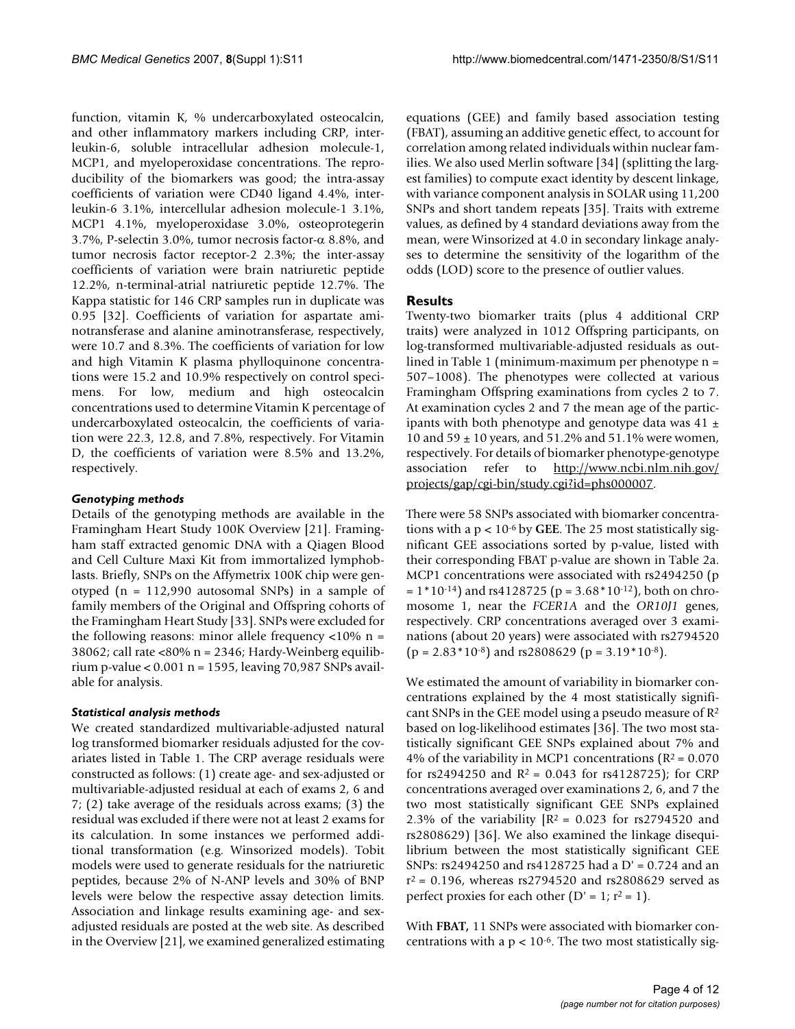function, vitamin K, % undercarboxylated osteocalcin, and other inflammatory markers including CRP, interleukin-6, soluble intracellular adhesion molecule-1, MCP1, and myeloperoxidase concentrations. The reproducibility of the biomarkers was good; the intra-assay coefficients of variation were CD40 ligand 4.4%, interleukin-6 3.1%, intercellular adhesion molecule-1 3.1%, MCP1 4.1%, myeloperoxidase 3.0%, osteoprotegerin 3.7%, P-selectin 3.0%, tumor necrosis factor-α 8.8%, and tumor necrosis factor receptor-2 2.3%; the inter-assay coefficients of variation were brain natriuretic peptide 12.2%, n-terminal-atrial natriuretic peptide 12.7%. The Kappa statistic for 146 CRP samples run in duplicate was 0.95 [32]. Coefficients of variation for aspartate aminotransferase and alanine aminotransferase, respectively, were 10.7 and 8.3%. The coefficients of variation for low and high Vitamin K plasma phylloquinone concentrations were 15.2 and 10.9% respectively on control specimens. For low, medium and high osteocalcin concentrations used to determine Vitamin K percentage of undercarboxylated osteocalcin, the coefficients of variation were 22.3, 12.8, and 7.8%, respectively. For Vitamin D, the coefficients of variation were 8.5% and 13.2%, respectively.

### *Genotyping methods*

Details of the genotyping methods are available in the Framingham Heart Study 100K Overview [21]. Framingham staff extracted genomic DNA with a Qiagen Blood and Cell Culture Maxi Kit from immortalized lymphoblasts. Briefly, SNPs on the Affymetrix 100K chip were genotyped (n = 112,990 autosomal SNPs) in a sample of family members of the Original and Offspring cohorts of the Framingham Heart Study [33]. SNPs were excluded for the following reasons: minor allele frequency <10% n = 38062; call rate <80% n = 2346; Hardy-Weinberg equilibrium p-value < 0.001 n = 1595, leaving 70,987 SNPs available for analysis.

### *Statistical analysis methods*

We created standardized multivariable-adjusted natural log transformed biomarker residuals adjusted for the covariates listed in Table 1. The CRP average residuals were constructed as follows: (1) create age- and sex-adjusted or multivariable-adjusted residual at each of exams 2, 6 and 7; (2) take average of the residuals across exams; (3) the residual was excluded if there were not at least 2 exams for its calculation. In some instances we performed additional transformation (e.g. Winsorized models). Tobit models were used to generate residuals for the natriuretic peptides, because 2% of N-ANP levels and 30% of BNP levels were below the respective assay detection limits. Association and linkage results examining age- and sex-adjusted residuals are posted at the web site. As described in the Overview [21], we examined generalized estimating equations (GEE) and family based association testing (FBAT), assuming an additive genetic effect, to account for correlation among related individuals within nuclear families. We also used Merlin software [34] (splitting the largest families) to compute exact identity by descent linkage, with variance component analysis in SOLAR using 11,200 SNPs and short tandem repeats [35]. Traits with extreme values, as defined by 4 standard deviations away from the mean, were Winsorized at 4.0 in secondary linkage analyses to determine the sensitivity of the logarithm of the odds (LOD) score to the presence of outlier values.

## Results

Twenty-two biomarker traits (plus 4 additional CRP traits) were analyzed in 1012 Offspring participants, on log-transformed multivariable-adjusted residuals as outlined in Table 1 (minimum-maximum per phenotype n = 507–1008). The phenotypes were collected at various Framingham Offspring examinations from cycles 2 to 7. At examination cycles 2 and 7 the mean age of the participants with both phenotype and genotype data was 41 ± 10 and 59 ± 10 years, and 51.2% and 51.1% were women, respectively. For details of biomarker phenotype-genotype association refer to http://www.ncbi.nlm.nih.gov/projects/gap/cgi-bin/study.cgi?id=phs000007.

There were 58 SNPs associated with biomarker concentrations with a $p < 10^{-6}$ by **GEE**. The 25 most statistically significant GEE associations sorted by p-value, listed with their corresponding FBAT p-value are shown in Table 2a. MCP1 concentrations were associated with rs2494250 ($p = 1*10^{-14}$) and rs4128725 ($p = 3.68*10^{-12}$), both on chromosome 1, near the *FCER1A* and the *OR10J1* genes, respectively. CRP concentrations averaged over 3 examinations (about 20 years) were associated with rs2794520 ($p = 2.83*10^{-8}$) and rs2808629 ($p = 3.19*10^{-8}$).

We estimated the amount of variability in biomarker concentrations explained by the 4 most statistically significant SNPs in the GEE model using a pseudo measure of $R^2$ based on log-likelihood estimates [36]. The two most statistically significant GEE SNPs explained about 7% and 4% of the variability in MCP1 concentrations ($R^2 = 0.070$ for rs2494250 and $R^2 = 0.043$ for rs4128725); for CRP concentrations averaged over examinations 2, 6, and 7 the two most statistically significant GEE SNPs explained 2.3% of the variability [$R^2 = 0.023$ for rs2794520 and rs2808629) [36]. We also examined the linkage disequilibrium between the most statistically significant GEE SNPs: rs2494250 and rs4128725 had a D' = 0.724 and an $r^2 = 0.196$, whereas rs2794520 and rs2808629 served as perfect proxies for each other (D' = 1; $r^2 = 1$).

With **FBAT**, 11 SNPs were associated with biomarker concentrations with a $p < 10^{-6}$. The two most statistically sig-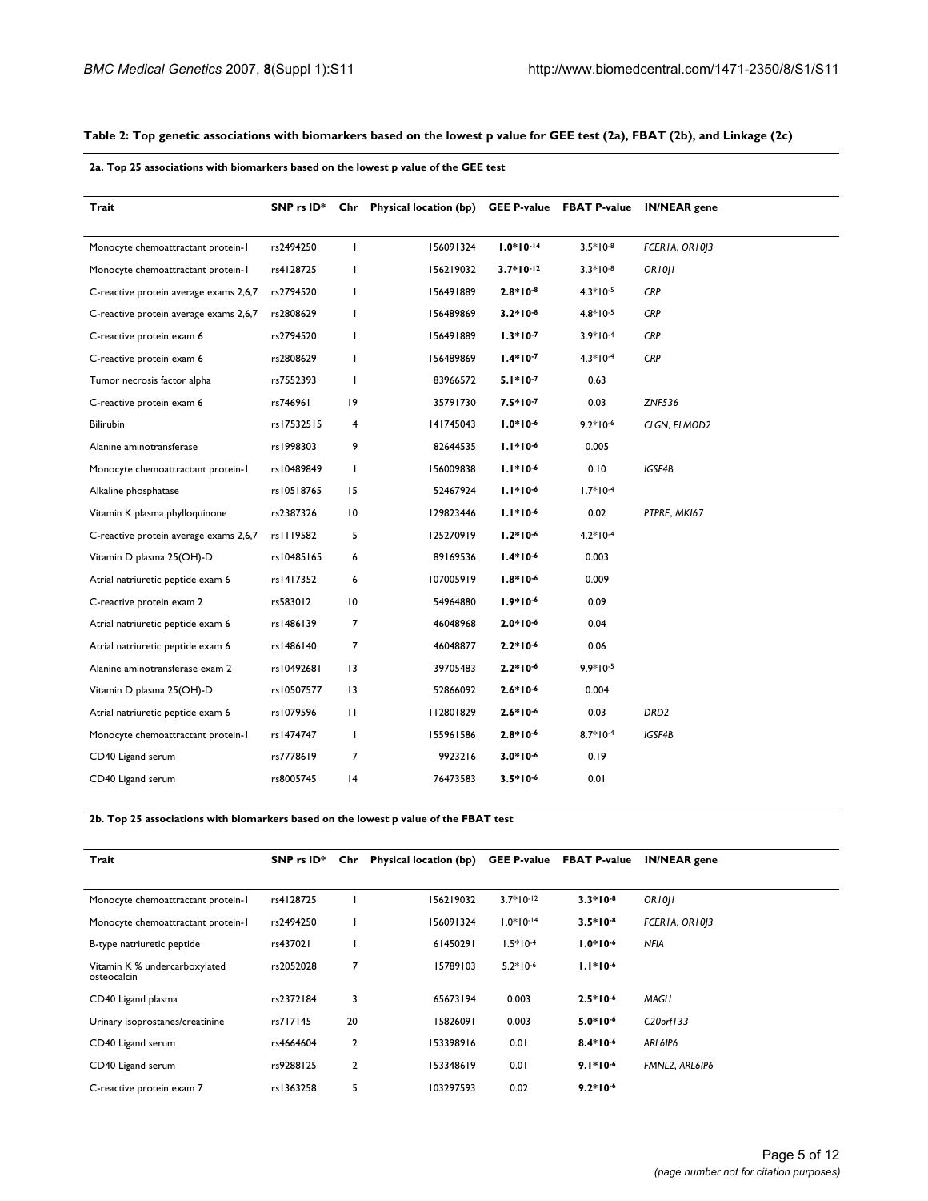**Table 2: Top genetic associations with biomarkers based on the lowest p value for GEE test (2a), FBAT (2b), and Linkage (2c)**

**2a. Top 25 associations with biomarkers based on the lowest p value of the GEE test**

| Trait | SNP rs ID* | Chr | Physical location (bp) | GEE P-value | FBAT P-value | IN/NEAR gene |
|---|---|---|---|---|---|---|
| Monocyte chemoattractant protein-1 | rs2494250 | 1 | 156091324 | **$1.0*10^{-14}$** | $3.5*10^{-8}$ | *FCER1A, OR10J3* |
| Monocyte chemoattractant protein-1 | rs4128725 | 1 | 156219032 | **$3.7*10^{-12}$** | $3.3*10^{-8}$ | *OR10J1* |
| C-reactive protein average exams 2,6,7 | rs2794520 | 1 | 156491889 | **$2.8*10^{-8}$** | $4.3*10^{-5}$ | *CRP* |
| C-reactive protein average exams 2,6,7 | rs2808629 | 1 | 156489869 | **$3.2*10^{-8}$** | $4.8*10^{-5}$ | *CRP* |
| C-reactive protein exam 6 | rs2794520 | 1 | 156491889 | **$1.3*10^{-7}$** | $3.9*10^{-4}$ | *CRP* |
| C-reactive protein exam 6 | rs2808629 | 1 | 156489869 | **$1.4*10^{-7}$** | $4.3*10^{-4}$ | *CRP* |
| Tumor necrosis factor alpha | rs7552393 | 1 | 83966572 | **$5.1*10^{-7}$** | 0.63 | |
| C-reactive protein exam 6 | rs746961 | 19 | 35791730 | **$7.5*10^{-7}$** | 0.03 | *ZNF536* |
| Bilirubin | rs17532515 | 4 | 141745043 | **$1.0*10^{-6}$** | $9.2*10^{-6}$ | *CLGN, ELMOD2* |
| Alanine aminotransferase | rs1998303 | 9 | 82644535 | **$1.1*10^{-6}$** | 0.005 | |
| Monocyte chemoattractant protein-1 | rs10489849 | 1 | 156009838 | **$1.1*10^{-6}$** | 0.10 | *IGSF4B* |
| Alkaline phosphatase | rs10518765 | 15 | 52467924 | **$1.1*10^{-6}$** | $1.7*10^{-4}$ | |
| Vitamin K plasma phylloquinone | rs2387326 | 10 | 129823446 | **$1.1*10^{-6}$** | 0.02 | *PTPRE, MKI67* |
| C-reactive protein average exams 2,6,7 | rs1119582 | 5 | 125270919 | **$1.2*10^{-6}$** | $4.2*10^{-4}$ | |
| Vitamin D plasma 25(OH)-D | rs10485165 | 6 | 89169536 | **$1.4*10^{-6}$** | 0.003 | |
| Atrial natriuretic peptide exam 6 | rs1417352 | 6 | 107005919 | **$1.8*10^{-6}$** | 0.009 | |
| C-reactive protein exam 2 | rs583012 | 10 | 54964880 | **$1.9*10^{-6}$** | 0.09 | |
| Atrial natriuretic peptide exam 6 | rs1486139 | 7 | 46048968 | **$2.0*10^{-6}$** | 0.04 | |
| Atrial natriuretic peptide exam 6 | rs1486140 | 7 | 46048877 | **$2.2*10^{-6}$** | 0.06 | |
| Alanine aminotransferase exam 2 | rs10492681 | 13 | 39705483 | **$2.2*10^{-6}$** | $9.9*10^{-5}$ | |
| Vitamin D plasma 25(OH)-D | rs10507577 | 13 | 52866092 | **$2.6*10^{-6}$** | 0.004 | |
| Atrial natriuretic peptide exam 6 | rs1079596 | 11 | 112801829 | **$2.6*10^{-6}$** | 0.03 | *DRD2* |
| Monocyte chemoattractant protein-1 | rs1474747 | 1 | 155961586 | **$2.8*10^{-6}$** | $8.7*10^{-4}$ | *IGSF4B* |
| CD40 Ligand serum | rs7778619 | 7 | 9923216 | **$3.0*10^{-6}$** | 0.19 | |
| CD40 Ligand serum | rs8005745 | 14 | 76473583 | **$3.5*10^{-6}$** | 0.01 | |

**2b. Top 25 associations with biomarkers based on the lowest p value of the FBAT test**

| Trait | SNP rs ID* | Chr | Physical location (bp) | GEE P-value | FBAT P-value | IN/NEAR gene |
|---|---|---|---|---|---|---|
| Monocyte chemoattractant protein-1 | rs4128725 | 1 | 156219032 | $3.7*10^{-12}$ | **$3.3*10^{-8}$** | *OR10J1* |
| Monocyte chemoattractant protein-1 | rs2494250 | 1 | 156091324 | $1.0*10^{-14}$ | **$3.5*10^{-8}$** | *FCER1A, OR10J3* |
| B-type natriuretic peptide | rs437021 | 1 | 61450291 | $1.5*10^{-4}$ | **$1.0*10^{-6}$** | *NFIA* |
| Vitamin K % undercarboxylated osteocalcin | rs2052028 | 7 | 15789103 | $5.2*10^{-6}$ | **$1.1*10^{-6}$** | |
| CD40 Ligand plasma | rs2372184 | 3 | 65673194 | 0.003 | **$2.5*10^{-6}$** | *MAGI1* |
| Urinary isoprostanes/creatinine | rs717145 | 20 | 15826091 | 0.003 | **$5.0*10^{-6}$** | *C20orf133* |
| CD40 Ligand serum | rs4664604 | 2 | 153398916 | 0.01 | **$8.4*10^{-6}$** | *ARL6IP6* |
| CD40 Ligand serum | rs9288125 | 2 | 153348619 | 0.01 | **$9.1*10^{-6}$** | *FMNL2, ARL6IP6* |
| C-reactive protein exam 7 | rs1363258 | 5 | 103297593 | 0.02 | **$9.2*10^{-6}$** | |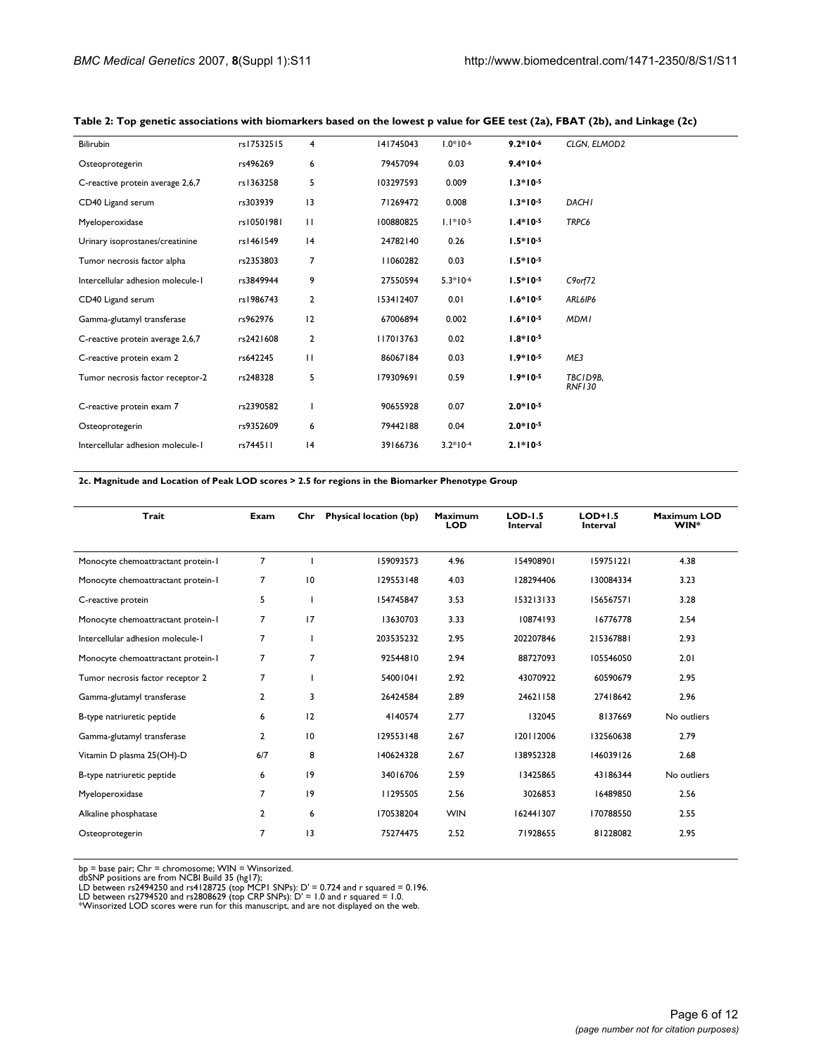**Table 2: Top genetic associations with biomarkers based on the lowest p value for GEE test (2a), FBAT (2b), and Linkage (2c)**

| | | | | | | |
|---|---|---|---|---|---|---|
| Bilirubin | rs17532515 | 4 | 141745043 | $1.0*10^{-6}$ | **$9.2*10^{-6}$** | *CLGN, ELMOD2* |
| Osteoprotegerin | rs496269 | 6 | 79457094 | 0.03 | **$9.4*10^{-6}$** | |
| C-reactive protein average 2,6,7 | rs1363258 | 5 | 103297593 | 0.009 | **$1.3*10^{-5}$** | |
| CD40 Ligand serum | rs303939 | 13 | 71269472 | 0.008 | **$1.3*10^{-5}$** | *DACH1* |
| Myeloperoxidase | rs10501981 | 11 | 100880825 | $1.1*10^{-5}$ | **$1.4*10^{-5}$** | *TRPC6* |
| Urinary isoprostanes/creatinine | rs1461549 | 14 | 24782140 | 0.26 | **$1.5*10^{-5}$** | |
| Tumor necrosis factor alpha | rs2353803 | 7 | 11060282 | 0.03 | **$1.5*10^{-5}$** | |
| Intercellular adhesion molecule-1 | rs3849944 | 9 | 27550594 | $5.3*10^{-6}$ | **$1.5*10^{-5}$** | *C9orf72* |
| CD40 Ligand serum | rs1986743 | 2 | 153412407 | 0.01 | **$1.6*10^{-5}$** | *ARL6IP6* |
| Gamma-glutamyl transferase | rs962976 | 12 | 67006894 | 0.002 | **$1.6*10^{-5}$** | *MDM1* |
| C-reactive protein average 2,6,7 | rs2421608 | 2 | 117013763 | 0.02 | **$1.8*10^{-5}$** | |
| C-reactive protein exam 2 | rs642245 | 11 | 86067184 | 0.03 | **$1.9*10^{-5}$** | *ME3* |
| Tumor necrosis factor receptor-2 | rs248328 | 5 | 179309691 | 0.59 | **$1.9*10^{-5}$** | *TBC1D9B, RNF130* |
| C-reactive protein exam 7 | rs2390582 | 1 | 90655928 | 0.07 | **$2.0*10^{-5}$** | |
| Osteoprotegerin | rs9352609 | 6 | 79442188 | 0.04 | **$2.0*10^{-5}$** | |
| Intercellular adhesion molecule-1 | rs744511 | 14 | 39166736 | $3.2*10^{-4}$ | **$2.1*10^{-5}$** | |

**2c. Magnitude and Location of Peak LOD scores > 2.5 for regions in the Biomarker Phenotype Group**

| Trait | Exam | Chr | Physical location (bp) | Maximum LOD | LOD-1.5 Interval | LOD+1.5 Interval | Maximum LOD WIN* |
|---|---|---|---|---|---|---|---|
| Monocyte chemoattractant protein-1 | 7 | 1 | 159093573 | 4.96 | 154908901 | 159751221 | 4.38 |
| Monocyte chemoattractant protein-1 | 7 | 10 | 129553148 | 4.03 | 128294406 | 130084334 | 3.23 |
| C-reactive protein | 5 | 1 | 154745847 | 3.53 | 153213133 | 156567571 | 3.28 |
| Monocyte chemoattractant protein-1 | 7 | 17 | 13630703 | 3.33 | 10874193 | 16776778 | 2.54 |
| Intercellular adhesion molecule-1 | 7 | 1 | 203535232 | 2.95 | 202207846 | 215367881 | 2.93 |
| Monocyte chemoattractant protein-1 | 7 | 7 | 92544810 | 2.94 | 88727093 | 105546050 | 2.01 |
| Tumor necrosis factor receptor 2 | 7 | 1 | 54001041 | 2.92 | 43070922 | 60590679 | 2.95 |
| Gamma-glutamyl transferase | 2 | 3 | 26424584 | 2.89 | 24621158 | 27418642 | 2.96 |
| B-type natriuretic peptide | 6 | 12 | 4140574 | 2.77 | 132045 | 8137669 | No outliers |
| Gamma-glutamyl transferase | 2 | 10 | 129553148 | 2.67 | 120112006 | 132560638 | 2.79 |
| Vitamin D plasma 25(OH)-D | 6/7 | 8 | 140624328 | 2.67 | 138952328 | 146039126 | 2.68 |
| B-type natriuretic peptide | 6 | 19 | 34016706 | 2.59 | 13425865 | 43186344 | No outliers |
| Myeloperoxidase | 7 | 19 | 11295505 | 2.56 | 3026853 | 16489850 | 2.56 |
| Alkaline phosphatase | 2 | 6 | 170538204 | WIN | 162441307 | 170788550 | 2.55 |
| Osteoprotegerin | 7 | 13 | 75274475 | 2.52 | 71928655 | 81228082 | 2.95 |

bp = base pair; Chr = chromosome; WIN = Winsorized.
dbSNP positions are from NCBI Build 35 (hg17);
LD between rs2494250 and rs4128725 (top MCP1 SNPs): D' = 0.724 and r squared = 0.196.
LD between rs2794520 and rs2808629 (top CRP SNPs): D' = 1.0 and r squared = 1.0.
*Winsorized LOD scores were run for this manuscript, and are not displayed on the web.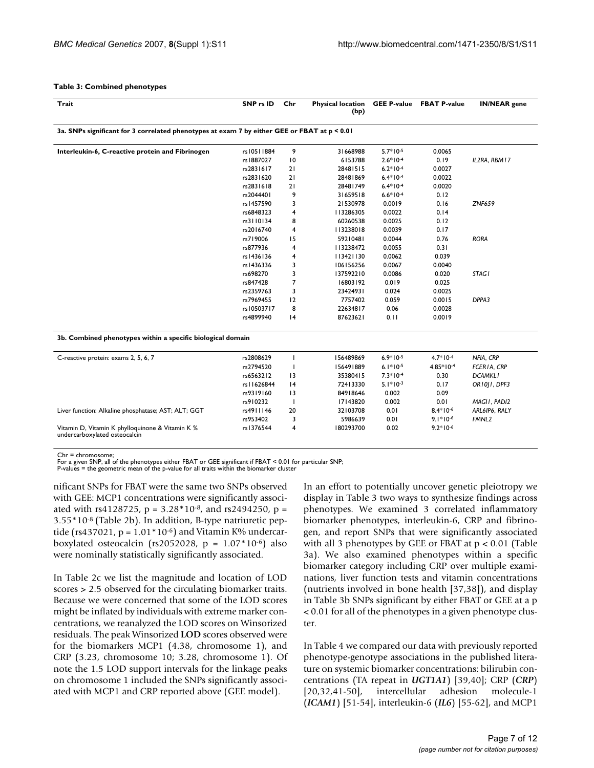**Table 3: Combined phenotypes**

| Trait | SNP rs ID | Chr | Physical location (bp) | GEE P-value | FBAT P-value | IN/NEAR gene |
|---|---|---|---|---|---|---|
| **3a. SNPs significant for 3 correlated phenotypes at exam 7 by either GEE or FBAT at p < 0.01** | | | | | | |
| **Interleukin-6, C-reactive protein and Fibrinogen** | rs10511884 | 9 | 31668988 | $5.7*10^{-5}$ | 0.0065 | |
| | rs1887027 | 10 | 6153788 | $2.6*10^{-4}$ | 0.19 | *IL2RA, RBM17* |
| | rs2831617 | 21 | 28481515 | $6.2*10^{-4}$ | 0.0027 | |
| | rs2831620 | 21 | 28481869 | $6.4*10^{-4}$ | 0.0022 | |
| | rs2831618 | 21 | 28481749 | $6.4*10^{-4}$ | 0.0020 | |
| | rs2044401 | 9 | 31659518 | $6.6*10^{-4}$ | 0.12 | |
| | rs1457590 | 3 | 21530978 | 0.0019 | 0.16 | *ZNF659* |
| | rs6848323 | 4 | 113286305 | 0.0022 | 0.14 | |
| | rs3110134 | 8 | 60260538 | 0.0025 | 0.12 | |
| | rs2016740 | 4 | 113238018 | 0.0039 | 0.17 | |
| | rs719006 | 15 | 59210481 | 0.0044 | 0.76 | *RORA* |
| | rs877936 | 4 | 113238472 | 0.0055 | 0.31 | |
| | rs1436136 | 4 | 113421130 | 0.0062 | 0.039 | |
| | rs1436336 | 3 | 106156256 | 0.0067 | 0.0040 | |
| | rs698270 | 3 | 137592210 | 0.0086 | 0.020 | *STAG1* |
| | rs847428 | 7 | 16803192 | 0.019 | 0.025 | |
| | rs2359763 | 3 | 23424931 | 0.024 | 0.0025 | |
| | rs7969455 | 12 | 7757402 | 0.059 | 0.0015 | *DPPA3* |
| | rs10503717 | 8 | 22634817 | 0.06 | 0.0028 | |
| | rs4899940 | 14 | 87623621 | 0.11 | 0.0019 | |
| **3b. Combined phenotypes within a specific biological domain** | | | | | | |
| C-reactive protein: exams 2, 5, 6, 7 | rs2808629 | 1 | 156489869 | $6.9*10^{-5}$ | $4.7*10^{-4}$ | *NFIA, CRP* |
| | rs2794520 | 1 | 156491889 | $6.1*10^{-5}$ | $4.85*10^{-4}$ | *FCER1A, CRP* |
| | rs6563212 | 13 | 35380415 | $7.3*10^{-4}$ | 0.30 | *DCAMKL1* |
| | rs11626844 | 14 | 72413330 | $5.1*10^{-3}$ | 0.17 | *OR10J1, DPF3* |
| | rs9319160 | 13 | 84918646 | 0.002 | 0.09 | |
| | rs910232 | 1 | 17143820 | 0.002 | 0.01 | *MAGI1, PADI2* |
| Liver function: Alkaline phosphatase; AST; ALT; GGT | rs4911146 | 20 | 32103708 | 0.01 | $8.4*10^{-6}$ | *ARL6IP6, RALY* |
| | rs953402 | 3 | 5986639 | 0.01 | $9.1*10^{-6}$ | *FMNL2* |
| Vitamin D, Vitamin K phylloquinone & Vitamin K % undercarboxylated osteocalcin | rs1376544 | 4 | 180293700 | 0.02 | $9.2*10^{-6}$ | |

Chr = chromosome;
For a given SNP, all of the phenotypes either FBAT or GEE significant if FBAT < 0.01 for particular SNP;
P-values = the geometric mean of the p-value for all traits within the biomarker cluster

nificant SNPs for FBAT were the same two SNPs observed with GEE: MCP1 concentrations were significantly associated with rs4128725, $p = 3.28*10^{-8}$, and rs2494250, $p = 3.55*10^{-8}$ (Table 2b). In addition, B-type natriuretic peptide (rs437021, $p = 1.01*10^{-6}$) and Vitamin K% undercarboxylated osteocalcin (rs2052028, $p = 1.07*10^{-6}$) also were nominally statistically significantly associated.

In Table 2c we list the magnitude and location of LOD scores > 2.5 observed for the circulating biomarker traits. Because we were concerned that some of the LOD scores might be inflated by individuals with extreme marker concentrations, we reanalyzed the LOD scores on Winsorized residuals. The peak Winsorized **LOD** scores observed were for the biomarkers MCP1 (4.38, chromosome 1), and CRP (3.23, chromosome 10; 3.28, chromosome 1). Of note the 1.5 LOD support intervals for the linkage peaks on chromosome 1 included the SNPs significantly associated with MCP1 and CRP reported above (GEE model).

In an effort to potentially uncover genetic pleiotropy we display in Table 3 two ways to synthesize findings across phenotypes. We examined 3 correlated inflammatory biomarker phenotypes, interleukin-6, CRP and fibrinogen, and report SNPs that were significantly associated with all 3 phenotypes by GEE or FBAT at $p < 0.01$ (Table 3a). We also examined phenotypes within a specific biomarker category including CRP over multiple examinations, liver function tests and vitamin concentrations (nutrients involved in bone health [37,38]), and display in Table 3b SNPs significant by either FBAT or GEE at a $p < 0.01$ for all of the phenotypes in a given phenotype cluster.

In Table 4 we compared our data with previously reported phenotype-genotype associations in the published literature on systemic biomarker concentrations: bilirubin concentrations (TA repeat in ***UGT1A1***) [39,40]; CRP (***CRP***) [20,32,41-50], intercellular adhesion molecule-1 (***ICAM1***) [51-54], interleukin-6 (***IL6***) [55-62], and MCP1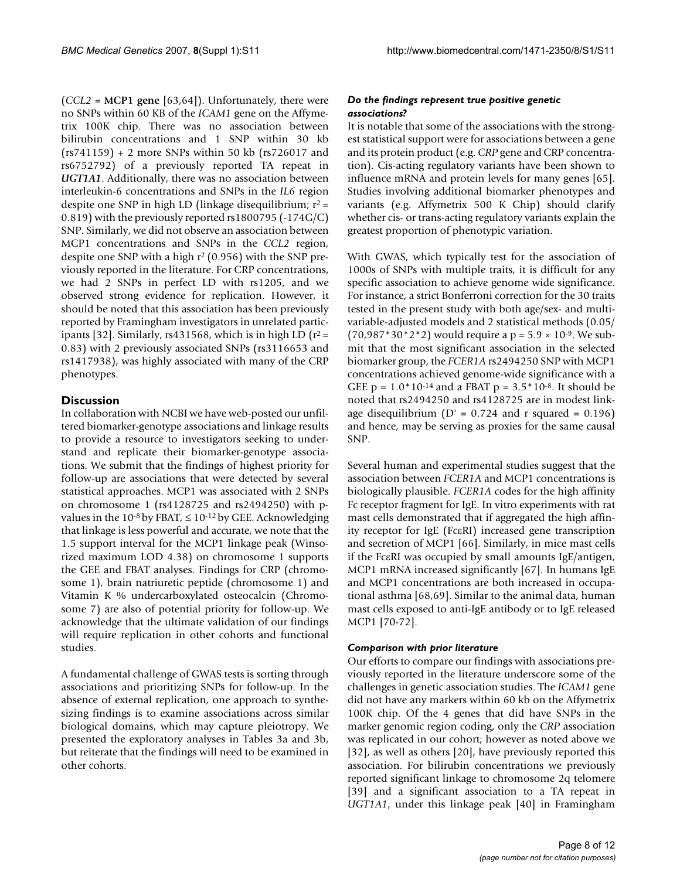(*CCL2* = **MCP1 gene** [63,64]). Unfortunately, there were no SNPs within 60 KB of the *ICAM1* gene on the Affymetrix 100K chip. There was no association between bilirubin concentrations and 1 SNP within 30 kb (rs741159) + 2 more SNPs within 50 kb (rs726017 and rs6752792) of a previously reported TA repeat in ***UGT1A1***. Additionally, there was no association between interleukin-6 concentrations and SNPs in the *IL6* region despite one SNP in high LD (linkage disequilibrium; $r^2$ = 0.819) with the previously reported rs1800795 (-174G/C) SNP. Similarly, we did not observe an association between MCP1 concentrations and SNPs in the *CCL2* region, despite one SNP with a high $r^2$ (0.956) with the SNP previously reported in the literature. For CRP concentrations, we had 2 SNPs in perfect LD with rs1205, and we observed strong evidence for replication. However, it should be noted that this association has been previously reported by Framingham investigators in unrelated participants [32]. Similarly, rs431568, which is in high LD ($r^2$ = 0.83) with 2 previously associated SNPs (rs3116653 and rs1417938), was highly associated with many of the CRP phenotypes.

## Discussion

In collaboration with NCBI we have web-posted our unfiltered biomarker-genotype associations and linkage results to provide a resource to investigators seeking to understand and replicate their biomarker-genotype associations. We submit that the findings of highest priority for follow-up are associations that were detected by several statistical approaches. MCP1 was associated with 2 SNPs on chromosome 1 (rs4128725 and rs2494250) with p-values in the $10^{-8}$ by FBAT, $\leq 10^{-12}$ by GEE. Acknowledging that linkage is less powerful and accurate, we note that the 1.5 support interval for the MCP1 linkage peak (Winsorized maximum LOD 4.38) on chromosome 1 supports the GEE and FBAT analyses. Findings for CRP (chromosome 1), brain natriuretic peptide (chromosome 1) and Vitamin K % undercarboxylated osteocalcin (Chromosome 7) are also of potential priority for follow-up. We acknowledge that the ultimate validation of our findings will require replication in other cohorts and functional studies.

A fundamental challenge of GWAS tests is sorting through associations and prioritizing SNPs for follow-up. In the absence of external replication, one approach to synthesizing findings is to examine associations across similar biological domains, which may capture pleiotropy. We presented the exploratory analyses in Tables 3a and 3b, but reiterate that the findings will need to be examined in other cohorts.

### *Do the findings represent true positive genetic associations?*

It is notable that some of the associations with the strongest statistical support were for associations between a gene and its protein product (e.g. *CRP* gene and CRP concentration). Cis-acting regulatory variants have been shown to influence mRNA and protein levels for many genes [65]. Studies involving additional biomarker phenotypes and variants (e.g. Affymetrix 500 K Chip) should clarify whether cis- or trans-acting regulatory variants explain the greatest proportion of phenotypic variation.

With GWAS, which typically test for the association of 1000s of SNPs with multiple traits, it is difficult for any specific association to achieve genome wide significance. For instance, a strict Bonferroni correction for the 30 traits tested in the present study with both age/sex- and multivariable-adjusted models and 2 statistical methods (0.05/(70,987*30*2*2) would require a $p = 5.9 \times 10^{-9}$. We submit that the most significant association in the selected biomarker group, the *FCER1A* rs2494250 SNP with MCP1 concentrations achieved genome-wide significance with a GEE $p = 1.0*10^{-14}$ and a FBAT $p = 3.5*10^{-8}$. It should be noted that rs2494250 and rs4128725 are in modest linkage disequilibrium (D' = 0.724 and r squared = 0.196) and hence, may be serving as proxies for the same causal SNP.

Several human and experimental studies suggest that the association between *FCER1A* and MCP1 concentrations is biologically plausible. *FCER1A* codes for the high affinity Fc receptor fragment for IgE. In vitro experiments with rat mast cells demonstrated that if aggregated the high affinity receptor for IgE (FcεRI) increased gene transcription and secretion of MCP1 [66]. Similarly, in mice mast cells if the FcεRI was occupied by small amounts IgE/antigen, MCP1 mRNA increased significantly [67]. In humans IgE and MCP1 concentrations are both increased in occupational asthma [68,69]. Similar to the animal data, human mast cells exposed to anti-IgE antibody or to IgE released MCP1 [70-72].

### *Comparison with prior literature*

Our efforts to compare our findings with associations previously reported in the literature underscore some of the challenges in genetic association studies. The *ICAM1* gene did not have any markers within 60 kb on the Affymetrix 100K chip. Of the 4 genes that did have SNPs in the marker genomic region coding, only the *CRP* association was replicated in our cohort; however as noted above we [32], as well as others [20], have previously reported this association. For bilirubin concentrations we previously reported significant linkage to chromosome 2q telomere [39] and a significant association to a TA repeat in *UGT1A1*, under this linkage peak [40] in Framingham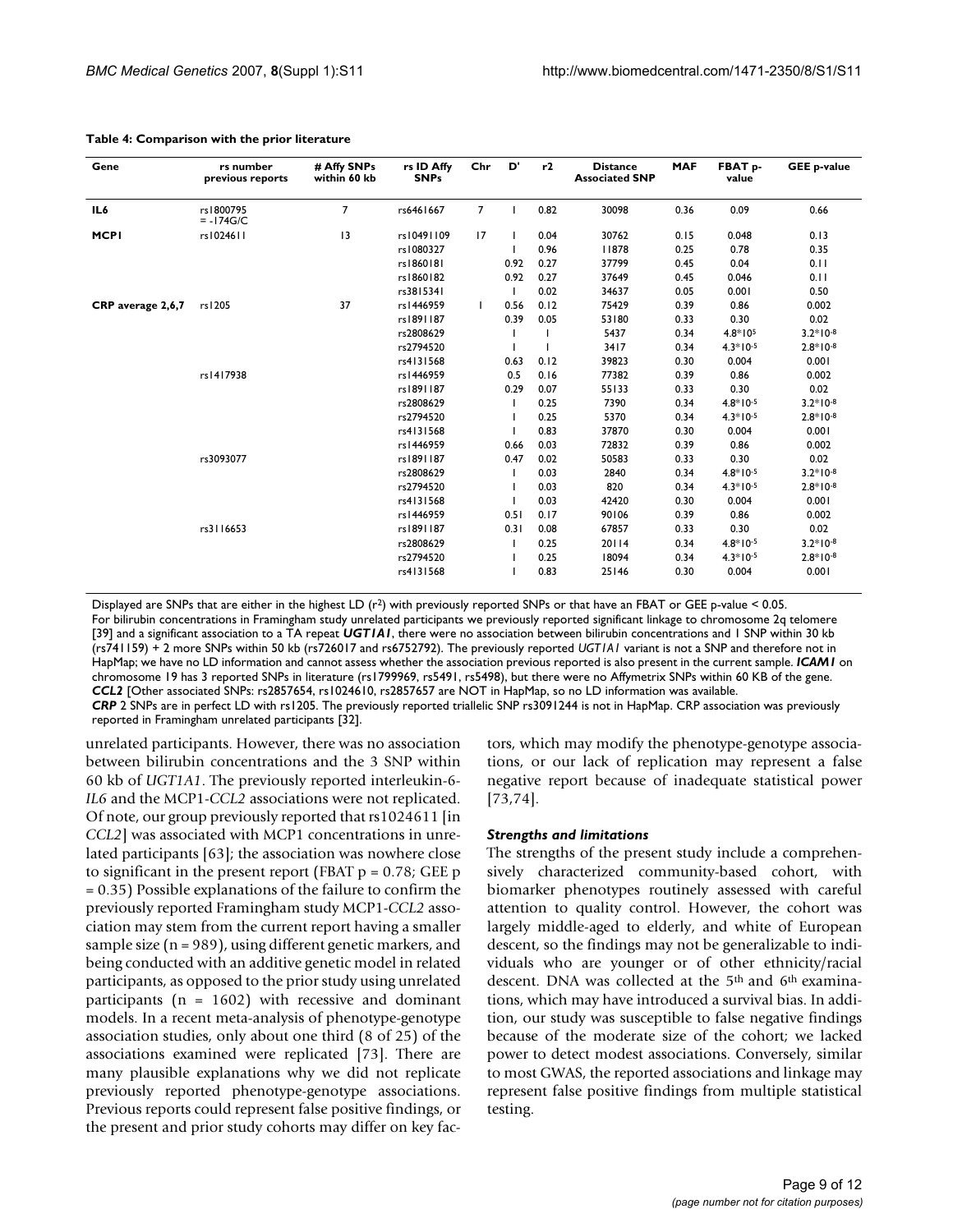**Table 4: Comparison with the prior literature**

| Gene | rs number previous reports | # Affy SNPs within 60 kb | rs ID Affy SNPs | Chr | D' | r2 | Distance Associated SNP | MAF | FBAT p-value | GEE p-value |
|---|---|---|---|---|---|---|---|---|---|---|
| **IL6** | rs1800795 = -174G/C | 7 | rs6461667 | 7 | 1 | 0.82 | 30098 | 0.36 | 0.09 | 0.66 |
| **MCP1** | rs1024611 | 13 | rs10491109 | 17 | 1 | 0.04 | 30762 | 0.15 | 0.048 | 0.13 |
| | | | rs1080327 | | 1 | 0.96 | 11878 | 0.25 | 0.78 | 0.35 |
| | | | rs1860181 | | 0.92 | 0.27 | 37799 | 0.45 | 0.04 | 0.11 |
| | | | rs1860182 | | 0.92 | 0.27 | 37649 | 0.45 | 0.046 | 0.11 |
| | | | rs3815341 | | 1 | 0.02 | 34637 | 0.05 | 0.001 | 0.50 |
| **CRP average 2,6,7** | rs1205 | 37 | rs1446959 | 1 | 0.56 | 0.12 | 75429 | 0.39 | 0.86 | 0.002 |
| | | | rs1891187 | | 0.39 | 0.05 | 53180 | 0.33 | 0.30 | 0.02 |
| | | | rs2808629 | | 1 | 1 | 5437 | 0.34 | 4.8*105 | $3.2*10^{-8}$ |
| | | | rs2794520 | | 1 | 1 | 3417 | 0.34 | $4.3*10^{-5}$ | $2.8*10^{-8}$ |
| | | | rs4131568 | | 0.63 | 0.12 | 39823 | 0.30 | 0.004 | 0.001 |
| | rs1417938 | | rs1446959 | | 0.5 | 0.16 | 77382 | 0.39 | 0.86 | 0.002 |
| | | | rs1891187 | | 0.29 | 0.07 | 55133 | 0.33 | 0.30 | 0.02 |
| | | | rs2808629 | | 1 | 0.25 | 7390 | 0.34 | $4.8*10^{-5}$ | $3.2*10^{-8}$ |
| | | | rs2794520 | | 1 | 0.25 | 5370 | 0.34 | $4.3*10^{-5}$ | $2.8*10^{-8}$ |
| | | | rs4131568 | | 1 | 0.83 | 37870 | 0.30 | 0.004 | 0.001 |
| | | | rs1446959 | | 0.66 | 0.03 | 72832 | 0.39 | 0.86 | 0.002 |
| | rs3093077 | | rs1891187 | | 0.47 | 0.02 | 50583 | 0.33 | 0.30 | 0.02 |
| | | | rs2808629 | | 1 | 0.03 | 2840 | 0.34 | $4.8*10^{-5}$ | $3.2*10^{-8}$ |
| | | | rs2794520 | | 1 | 0.03 | 820 | 0.34 | $4.3*10^{-5}$ | $2.8*10^{-8}$ |
| | | | rs4131568 | | 1 | 0.03 | 42420 | 0.30 | 0.004 | 0.001 |
| | | | rs1446959 | | 0.51 | 0.17 | 90106 | 0.39 | 0.86 | 0.002 |
| | rs3116653 | | rs1891187 | | 0.31 | 0.08 | 67857 | 0.33 | 0.30 | 0.02 |
| | | | rs2808629 | | 1 | 0.25 | 20114 | 0.34 | $4.8*10^{-5}$ | $3.2*10^{-8}$ |
| | | | rs2794520 | | 1 | 0.25 | 18094 | 0.34 | $4.3*10^{-5}$ | $2.8*10^{-8}$ |
| | | | rs4131568 | | 1 | 0.83 | 25146 | 0.30 | 0.004 | 0.001 |

Displayed are SNPs that are either in the highest LD ($r^2$) with previously reported SNPs or that have an FBAT or GEE p-value < 0.05.
For bilirubin concentrations in Framingham study unrelated participants we previously reported significant linkage to chromosome 2q telomere [39] and a significant association to a TA repeat ***UGT1A1***, there were no association between bilirubin concentrations and 1 SNP within 30 kb (rs741159) + 2 more SNPs within 50 kb (rs726017 and rs6752792). The previously reported *UGT1A1* variant is not a SNP and therefore not in HapMap; we have no LD information and cannot assess whether the association previous reported is also present in the current sample. ***ICAM1*** on chromosome 19 has 3 reported SNPs in literature (rs1799969, rs5491, rs5498), but there were no Affymetrix SNPs within 60 KB of the gene. ***CCL2*** [Other associated SNPs: rs2857654, rs1024610, rs2857657 are NOT in HapMap, so no LD information was available.
***CRP*** 2 SNPs are in perfect LD with rs1205. The previously reported triallelic SNP rs3091244 is not in HapMap. CRP association was previously reported in Framingham unrelated participants [32].

unrelated participants. However, there was no association between bilirubin concentrations and the 3 SNP within 60 kb of *UGT1A1*. The previously reported interleukin-6-*IL6* and the MCP1-*CCL2* associations were not replicated. Of note, our group previously reported that rs1024611 [in *CCL2*] was associated with MCP1 concentrations in unrelated participants [63]; the association was nowhere close to significant in the present report (FBAT p = 0.78; GEE p = 0.35) Possible explanations of the failure to confirm the previously reported Framingham study MCP1-*CCL2* association may stem from the current report having a smaller sample size (n = 989), using different genetic markers, and being conducted with an additive genetic model in related participants, as opposed to the prior study using unrelated participants (n = 1602) with recessive and dominant models. In a recent meta-analysis of phenotype-genotype association studies, only about one third (8 of 25) of the associations examined were replicated [73]. There are many plausible explanations why we did not replicate previously reported phenotype-genotype associations. Previous reports could represent false positive findings, or the present and prior study cohorts may differ on key factors, which may modify the phenotype-genotype associations, or our lack of replication may represent a false negative report because of inadequate statistical power [73,74].

### *Strengths and limitations*

The strengths of the present study include a comprehensively characterized community-based cohort, with biomarker phenotypes routinely assessed with careful attention to quality control. However, the cohort was largely middle-aged to elderly, and white of European descent, so the findings may not be generalizable to individuals who are younger or of other ethnicity/racial descent. DNA was collected at the 5th and 6th examinations, which may have introduced a survival bias. In addition, our study was susceptible to false negative findings because of the moderate size of the cohort; we lacked power to detect modest associations. Conversely, similar to most GWAS, the reported associations and linkage may represent false positive findings from multiple statistical testing.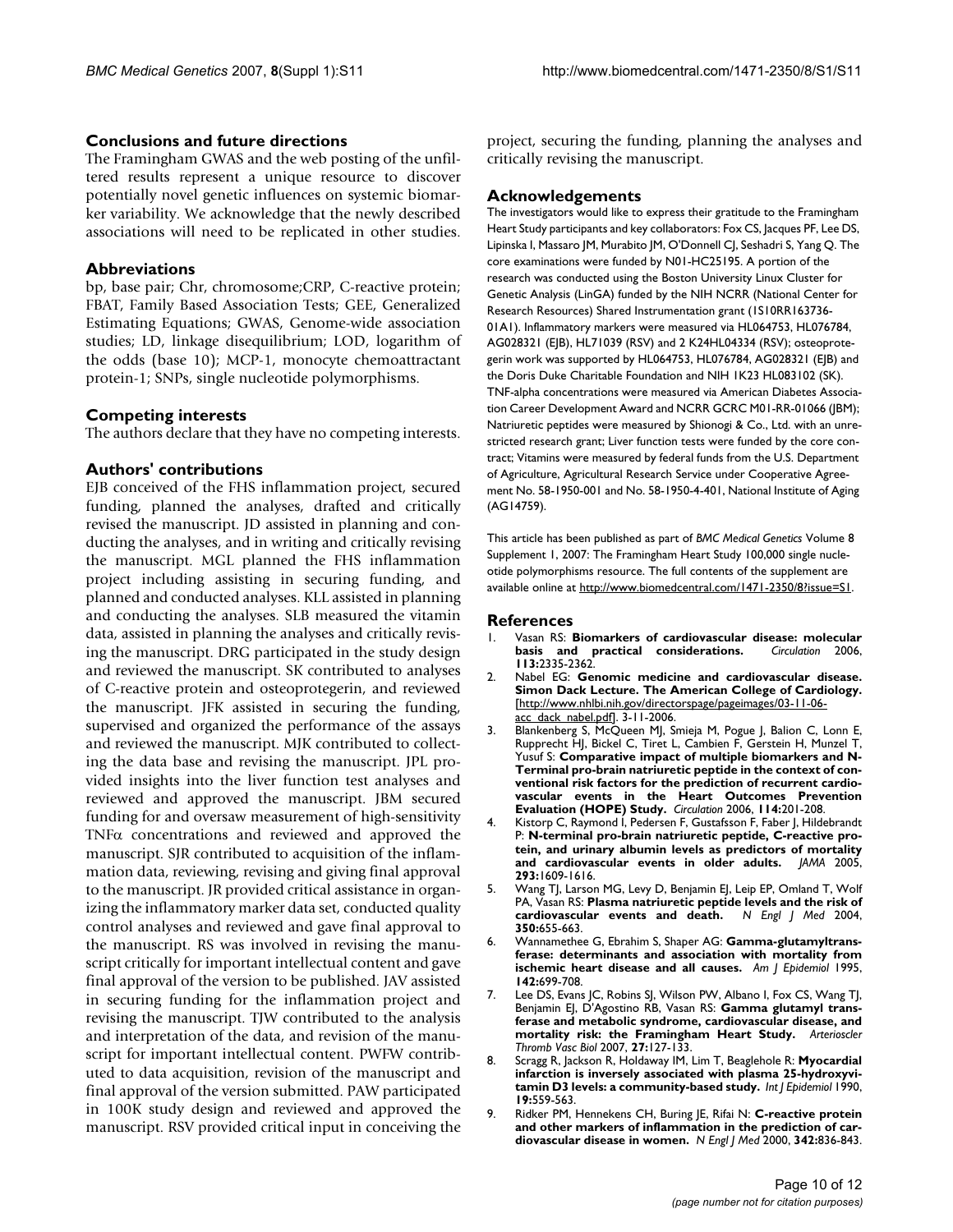## Conclusions and future directions

The Framingham GWAS and the web posting of the unfiltered results represent a unique resource to discover potentially novel genetic influences on systemic biomarker variability. We acknowledge that the newly described associations will need to be replicated in other studies.

## Abbreviations

bp, base pair; Chr, chromosome;CRP, C-reactive protein; FBAT, Family Based Association Tests; GEE, Generalized Estimating Equations; GWAS, Genome-wide association studies; LD, linkage disequilibrium; LOD, logarithm of the odds (base 10); MCP-1, monocyte chemoattractant protein-1; SNPs, single nucleotide polymorphisms.

## Competing interests

The authors declare that they have no competing interests.

## Authors' contributions

EJB conceived of the FHS inflammation project, secured funding, planned the analyses, drafted and critically revised the manuscript. JD assisted in planning and conducting the analyses, and in writing and critically revising the manuscript. MGL planned the FHS inflammation project including assisting in securing funding, and planned and conducted analyses. KLL assisted in planning and conducting the analyses. SLB measured the vitamin data, assisted in planning the analyses and critically revising the manuscript. DRG participated in the study design and reviewed the manuscript. SK contributed to analyses of C-reactive protein and osteoprotegerin, and reviewed the manuscript. JFK assisted in securing the funding, supervised and organized the performance of the assays and reviewed the manuscript. MJK contributed to collecting the data base and revising the manuscript. JPL provided insights into the liver function test analyses and reviewed and approved the manuscript. JBM secured funding for and oversaw measurement of high-sensitivity TNF$\alpha$ concentrations and reviewed and approved the manuscript. SJR contributed to acquisition of the inflammation data, reviewing, revising and giving final approval to the manuscript. JR provided critical assistance in organizing the inflammatory marker data set, conducted quality control analyses and reviewed and gave final approval to the manuscript. RS was involved in revising the manuscript critically for important intellectual content and gave final approval of the version to be published. JAV assisted in securing funding for the inflammation project and revising the manuscript. TJW contributed to the analysis and interpretation of the data, and revision of the manuscript for important intellectual content. PWFW contributed to data acquisition, revision of the manuscript and final approval of the version submitted. PAW participated in 100K study design and reviewed and approved the manuscript. RSV provided critical input in conceiving the project, securing the funding, planning the analyses and critically revising the manuscript.

## Acknowledgements

The investigators would like to express their gratitude to the Framingham Heart Study participants and key collaborators: Fox CS, Jacques PF, Lee DS, Lipinska I, Massaro JM, Murabito JM, O'Donnell CJ, Seshadri S, Yang Q. The core examinations were funded by N01-HC25195. A portion of the research was conducted using the Boston University Linux Cluster for Genetic Analysis (LinGA) funded by the NIH NCRR (National Center for Research Resources) Shared Instrumentation grant (1S10RR163736-01A1). Inflammatory markers were measured via HL064753, HL076784, AG028321 (EJB), HL71039 (RSV) and 2 K24HL04334 (RSV); osteoprotegerin work was supported by HL064753, HL076784, AG028321 (EJB) and the Doris Duke Charitable Foundation and NIH 1K23 HL083102 (SK). TNF-alpha concentrations were measured via American Diabetes Association Career Development Award and NCRR GCRC M01-RR-01066 (JBM); Natriuretic peptides were measured by Shionogi & Co., Ltd. with an unrestricted research grant; Liver function tests were funded by the core contract; Vitamins were measured by federal funds from the U.S. Department of Agriculture, Agricultural Research Service under Cooperative Agreement No. 58-1950-001 and No. 58-1950-4-401, National Institute of Aging (AG14759).

This article has been published as part of *BMC Medical Genetics* Volume 8 Supplement 1, 2007: The Framingham Heart Study 100,000 single nucleotide polymorphisms resource. The full contents of the supplement are available online at http://www.biomedcentral.com/1471-2350/8?issue=S1.

## References

1. Vasan RS: **Biomarkers of cardiovascular disease: molecular basis and practical considerations.** *Circulation* 2006, **113:**2335-2362.
2. Nabel EG: **Genomic medicine and cardiovascular disease. Simon Dack Lecture. The American College of Cardiology.** [http://www.nhlbi.nih.gov/directorspage/pageimages/03-11-06-acc_dack_nabel.pdf]. 3-11-2006.
3. Blankenberg S, McQueen MJ, Smieja M, Pogue J, Balion C, Lonn E, Rupprecht HJ, Bickel C, Tiret L, Cambien F, Gerstein H, Munzel T, Yusuf S: **Comparative impact of multiple biomarkers and N-Terminal pro-brain natriuretic peptide in the context of conventional risk factors for the prediction of recurrent cardiovascular events in the Heart Outcomes Prevention Evaluation (HOPE) Study.** *Circulation* 2006, **114:**201-208.
4. Kistorp C, Raymond I, Pedersen F, Gustafsson F, Faber J, Hildebrandt P: **N-terminal pro-brain natriuretic peptide, C-reactive protein, and urinary albumin levels as predictors of mortality and cardiovascular events in older adults.** *JAMA* 2005, **293:**1609-1616.
5. Wang TJ, Larson MG, Levy D, Benjamin EJ, Leip EP, Omland T, Wolf PA, Vasan RS: **Plasma natriuretic peptide levels and the risk of cardiovascular events and death.** *N Engl J Med* 2004, **350:**655-663.
6. Wannamethee G, Ebrahim S, Shaper AG: **Gamma-glutamyltransferase: determinants and association with mortality from ischemic heart disease and all causes.** *Am J Epidemiol* 1995, **142:**699-708.
7. Lee DS, Evans JC, Robins SJ, Wilson PW, Albano I, Fox CS, Wang TJ, Benjamin EJ, D'Agostino RB, Vasan RS: **Gamma glutamyl transferase and metabolic syndrome, cardiovascular disease, and mortality risk: the Framingham Heart Study.** *Arterioscler Thromb Vasc Biol* 2007, **27:**127-133.
8. Scragg R, Jackson R, Holdaway IM, Lim T, Beaglehole R: **Myocardial infarction is inversely associated with plasma 25-hydroxyvitamin D3 levels: a community-based study.** *Int J Epidemiol* 1990, **19:**559-563.
9. Ridker PM, Hennekens CH, Buring JE, Rifai N: **C-reactive protein and other markers of inflammation in the prediction of cardiovascular disease in women.** *N Engl J Med* 2000, **342:**836-843.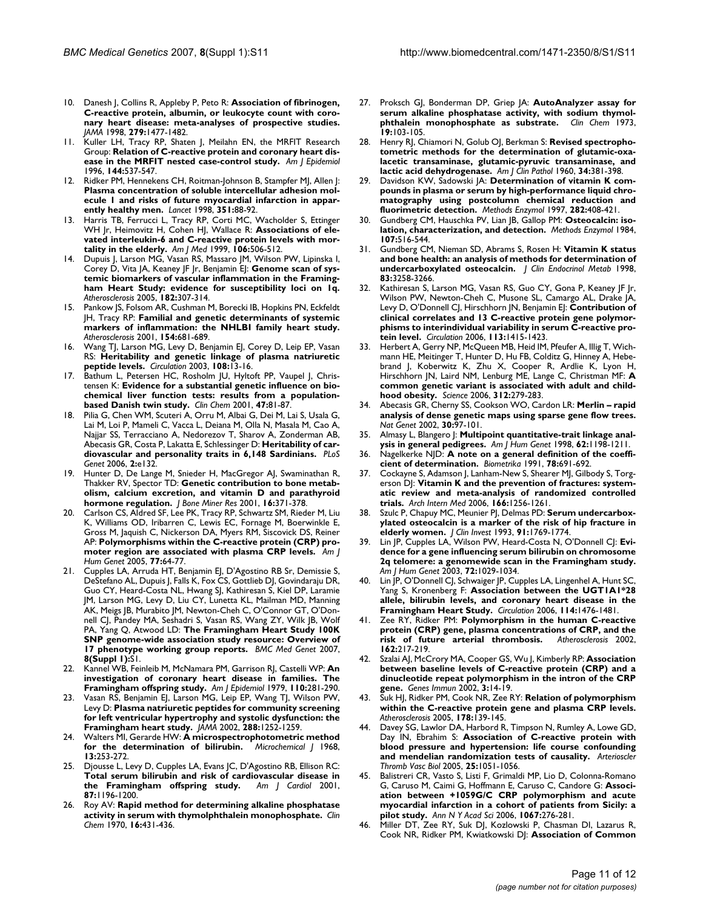10. Danesh J, Collins R, Appleby P, Peto R: **Association of fibrinogen, C-reactive protein, albumin, or leukocyte count with coronary heart disease: meta-analyses of prospective studies.** *JAMA* 1998, **279:**1477-1482.
11. Kuller LH, Tracy RP, Shaten J, Meilahn EN, the MRFIT Research Group: **Relation of C-reactive protein and coronary heart disease in the MRFIT nested case-control study.** *Am J Epidemiol* 1996, **144:**537-547.
12. Ridker PM, Hennekens CH, Roitman-Johnson B, Stampfer MJ, Allen J: **Plasma concentration of soluble intercellular adhesion molecule 1 and risks of future myocardial infarction in apparently healthy men.** *Lancet* 1998, **351:**88-92.
13. Harris TB, Ferrucci L, Tracy RP, Corti MC, Wacholder S, Ettinger WH Jr, Heimovitz H, Cohen HJ, Wallace R: **Associations of elevated interleukin-6 and C-reactive protein levels with mortality in the elderly.** *Am J Med* 1999, **106:**506-512.
14. Dupuis J, Larson MG, Vasan RS, Massaro JM, Wilson PW, Lipinska I, Corey D, Vita JA, Keaney JF Jr, Benjamin EJ: **Genome scan of systemic biomarkers of vascular inflammation in the Framingham Heart Study: evidence for susceptibility loci on 1q.** *Atherosclerosis* 2005, **182:**307-314.
15. Pankow JS, Folsom AR, Cushman M, Borecki IB, Hopkins PN, Eckfeldt JH, Tracy RP: **Familial and genetic determinants of systemic markers of inflammation: the NHLBI family heart study.** *Atherosclerosis* 2001, **154:**681-689.
16. Wang TJ, Larson MG, Levy D, Benjamin EJ, Corey D, Leip EP, Vasan RS: **Heritability and genetic linkage of plasma natriuretic peptide levels.** *Circulation* 2003, **108:**13-16.
17. Bathum L, Petersen HC, Rosholm JU, Hyltoft PP, Vaupel J, Christensen K: **Evidence for a substantial genetic influence on biochemical liver function tests: results from a population-based Danish twin study.** *Clin Chem* 2001, **47:**81-87.
18. Pilia G, Chen WM, Scuteri A, Orru M, Albai G, Dei M, Lai S, Usala G, Lai M, Loi P, Mameli C, Vacca L, Deiana M, Olla N, Masala M, Cao A, Najjar SS, Terracciano A, Nedorezov T, Sharov A, Zonderman AB, Abecasis GR, Costa P, Lakatta E, Schlessinger D: **Heritability of cardiovascular and personality traits in 6,148 Sardinians.** *PLoS Genet* 2006, **2:**e132.
19. Hunter D, De Lange M, Snieder H, MacGregor AJ, Swaminathan R, Thakker RV, Spector TD: **Genetic contribution to bone metabolism, calcium excretion, and vitamin D and parathyroid hormone regulation.** *J Bone Miner Res* 2001, **16:**371-378.
20. Carlson CS, Aldred SF, Lee PK, Tracy RP, Schwartz SM, Rieder M, Liu K, Williams OD, Iribarren C, Lewis EC, Fornage M, Boerwinkle E, Gross M, Jaquish C, Nickerson DA, Myers RM, Siscovick DS, Reiner AP: **Polymorphisms within the C-reactive protein (CRP) promoter region are associated with plasma CRP levels.** *Am J Hum Genet* 2005, **77:**64-77.
21. Cupples LA, Arruda HT, Benjamin EJ, D'Agostino RB Sr, Demissie S, DeStefano AL, Dupuis J, Falls K, Fox CS, Gottlieb DJ, Govindaraju DR, Guo CY, Heard-Costa NL, Hwang SJ, Kathiresan S, Kiel DP, Laramie JM, Larson MG, Levy D, Liu CY, Lunetta KL, Mailman MD, Manning AK, Meigs JB, Murabito JM, Newton-Cheh C, O'Connor GT, O'Donnell CJ, Pandey MA, Seshadri S, Vasan RS, Wang ZY, Wilk JB, Wolf PA, Yang Q, Atwood LD: **The Framingham Heart Study 100K SNP genome-wide association study resource: Overview of 17 phenotype working group reports.** *BMC Med Genet* 2007, **8(Suppl 1):**S1.
22. Kannel WB, Feinleib M, McNamara PM, Garrison RJ, Castelli WP: **An investigation of coronary heart disease in families. The Framingham offspring study.** *Am J Epidemiol* 1979, **110:**281-290.
23. Vasan RS, Benjamin EJ, Larson MG, Leip EP, Wang TJ, Wilson PW, Levy D: **Plasma natriuretic peptides for community screening for left ventricular hypertrophy and systolic dysfunction: the Framingham heart study.** *JAMA* 2002, **288:**1252-1259.
24. Walters MI, Gerarde HW: **A microspectrophotometric method for the determination of bilirubin.** *Microchemical J* 1968, **13:**253-272.
25. Djousse L, Levy D, Cupples LA, Evans JC, D'Agostino RB, Ellison RC: **Total serum bilirubin and risk of cardiovascular disease in the Framingham offspring study.** *Am J Cardiol* 2001, **87:**1196-1200.
26. Roy AV: **Rapid method for determining alkaline phosphatase activity in serum with thymolphthalein monophosphate.** *Clin Chem* 1970, **16:**431-436.
27. Proksch GJ, Bonderman DP, Griep JA: **AutoAnalyzer assay for serum alkaline phosphatase activity, with sodium thymolphthalein monophosphate as substrate.** *Clin Chem* 1973, **19:**103-105.
28. Henry RJ, Chiamori N, Golub OJ, Berkman S: **Revised spectrophotometric methods for the determination of glutamic-oxalacetic transaminase, glutamic-pyruvic transaminase, and lactic acid dehydrogenase.** *Am J Clin Pathol* 1960, **34:**381-398.
29. Davidson KW, Sadowski JA: **Determination of vitamin K compounds in plasma or serum by high-performance liquid chromatography using postcolumn chemical reduction and fluorimetric detection.** *Methods Enzymol* 1997, **282:**408-421.
30. Gundberg CM, Hauschka PV, Lian JB, Gallop PM: **Osteocalcin: isolation, characterization, and detection.** *Methods Enzymol* 1984, **107:**516-544.
31. Gundberg CM, Nieman SD, Abrams S, Rosen H: **Vitamin K status and bone health: an analysis of methods for determination of undercarboxylated osteocalcin.** *J Clin Endocrinol Metab* 1998, **83:**3258-3266.
32. Kathiresan S, Larson MG, Vasan RS, Guo CY, Gona P, Keaney JF Jr, Wilson PW, Newton-Cheh C, Musone SL, Camargo AL, Drake JA, Levy D, O'Donnell CJ, Hirschhorn JN, Benjamin EJ: **Contribution of clinical correlates and 13 C-reactive protein gene polymorphisms to interindividual variability in serum C-reactive protein level.** *Circulation* 2006, **113:**1415-1423.
33. Herbert A, Gerry NP, McQueen MB, Heid IM, Pfeufer A, Illig T, Wichmann HE, Meitinger T, Hunter D, Hu FB, Colditz G, Hinney A, Hebebrand J, Koberwitz K, Zhu X, Cooper R, Ardlie K, Lyon H, Hirschhorn JN, Laird NM, Lenburg ME, Lange C, Christman MF: **A common genetic variant is associated with adult and childhood obesity.** *Science* 2006, **312:**279-283.
34. Abecasis GR, Cherny SS, Cookson WO, Cardon LR: **Merlin – rapid analysis of dense genetic maps using sparse gene flow trees.** *Nat Genet* 2002, **30:**97-101.
35. Almasy L, Blangero J: **Multipoint quantitative-trait linkage analysis in general pedigrees.** *Am J Hum Genet* 1998, **62:**1198-1211.
36. Nagelkerke NJD: **A note on a general definition of the coefficient of determination.** *Biometrika* 1991, **78:**691-692.
37. Cockayne S, Adamson J, Lanham-New S, Shearer MJ, Gilbody S, Torgerson DJ: **Vitamin K and the prevention of fractures: systematic review and meta-analysis of randomized controlled trials.** *Arch Intern Med* 2006, **166:**1256-1261.
38. Szulc P, Chapuy MC, Meunier PJ, Delmas PD: **Serum undercarboxylated osteocalcin is a marker of the risk of hip fracture in elderly women.** *J Clin Invest* 1993, **91:**1769-1774.
39. Lin JP, Cupples LA, Wilson PW, Heard-Costa N, O'Donnell CJ: **Evidence for a gene influencing serum bilirubin on chromosome 2q telomere: a genomewide scan in the Framingham study.** *Am J Hum Genet* 2003, **72:**1029-1034.
40. Lin JP, O'Donnell CJ, Schwaiger JP, Cupples LA, Lingenhel A, Hunt SC, Yang S, Kronenberg F: **Association between the UGT1A1*28 allele, bilirubin levels, and coronary heart disease in the Framingham Heart Study.** *Circulation* 2006, **114:**1476-1481.
41. Zee RY, Ridker PM: **Polymorphism in the human C-reactive protein (CRP) gene, plasma concentrations of CRP, and the risk of future arterial thrombosis.** *Atherosclerosis* 2002, **162:**217-219.
42. Szalai AJ, McCrory MA, Cooper GS, Wu J, Kimberly RP: **Association between baseline levels of C-reactive protein (CRP) and a dinucleotide repeat polymorphism in the intron of the CRP gene.** *Genes Immun* 2002, **3:**14-19.
43. Suk HJ, Ridker PM, Cook NR, Zee RY: **Relation of polymorphism within the C-reactive protein gene and plasma CRP levels.** *Atherosclerosis* 2005, **178:**139-145.
44. Davey SG, Lawlor DA, Harbord R, Timpson N, Rumley A, Lowe GD, Day IN, Ebrahim S: **Association of C-reactive protein with blood pressure and hypertension: life course confounding and mendelian randomization tests of causality.** *Arterioscler Thromb Vasc Biol* 2005, **25:**1051-1056.
45. Balistreri CR, Vasto S, Listi F, Grimaldi MP, Lio D, Colonna-Romano G, Caruso M, Caimi G, Hoffmann E, Caruso C, Candore G: **Association between +1059G/C CRP polymorphism and acute myocardial infarction in a cohort of patients from Sicily: a pilot study.** *Ann N Y Acad Sci* 2006, **1067:**276-281.
46. Miller DT, Zee RY, Suk DJ, Kozlowski P, Chasman DI, Lazarus R, Cook NR, Ridker PM, Kwiatkowski DJ: **Association of Common**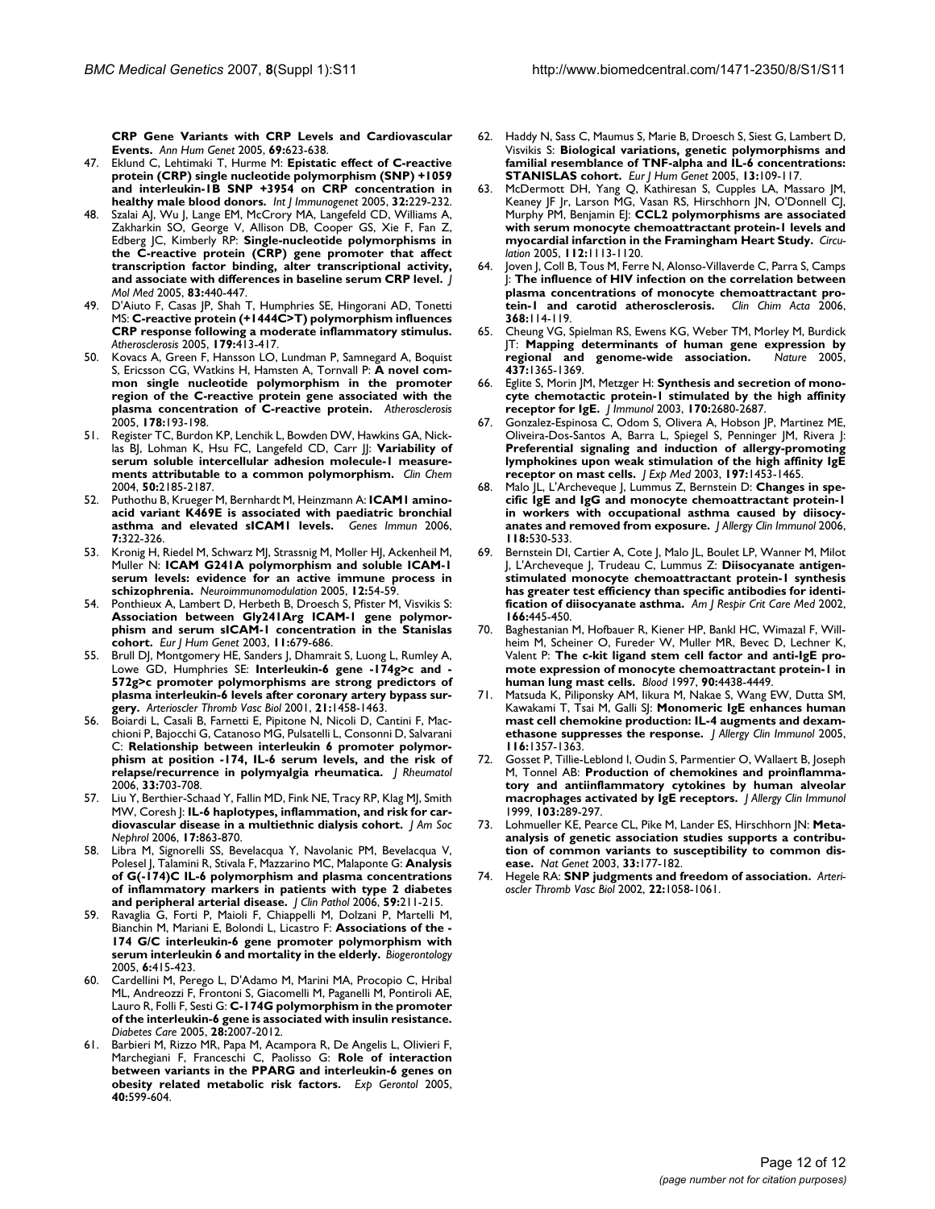**CRP Gene Variants with CRP Levels and Cardiovascular Events.** *Ann Hum Genet* 2005, **69:**623-638.

47. Eklund C, Lehtimaki T, Hurme M: **Epistatic effect of C-reactive protein (CRP) single nucleotide polymorphism (SNP) +1059 and interleukin-1B SNP +3954 on CRP concentration in healthy male blood donors.** *Int J Immunogenet* 2005, **32:**229-232.
48. Szalai AJ, Wu J, Lange EM, McCrory MA, Langefeld CD, Williams A, Zakharkin SO, George V, Allison DB, Cooper GS, Xie F, Fan Z, Edberg JC, Kimberly RP: **Single-nucleotide polymorphisms in the C-reactive protein (CRP) gene promoter that affect transcription factor binding, alter transcriptional activity, and associate with differences in baseline serum CRP level.** *J Mol Med* 2005, **83:**440-447.
49. D'Aiuto F, Casas JP, Shah T, Humphries SE, Hingorani AD, Tonetti MS: **C-reactive protein (+1444C>T) polymorphism influences CRP response following a moderate inflammatory stimulus.** *Atherosclerosis* 2005, **179:**413-417.
50. Kovacs A, Green F, Hansson LO, Lundman P, Samnegard A, Boquist S, Ericsson CG, Watkins H, Hamsten A, Tornvall P: **A novel common single nucleotide polymorphism in the promoter region of the C-reactive protein gene associated with the plasma concentration of C-reactive protein.** *Atherosclerosis* 2005, **178:**193-198.
51. Register TC, Burdon KP, Lenchik L, Bowden DW, Hawkins GA, Nicklas BJ, Lohman K, Hsu FC, Langefeld CD, Carr JJ: **Variability of serum soluble intercellular adhesion molecule-1 measurements attributable to a common polymorphism.** *Clin Chem* 2004, **50:**2185-2187.
52. Puthothu B, Krueger M, Bernhardt M, Heinzmann A: **ICAM1 amino-acid variant K469E is associated with paediatric bronchial asthma and elevated sICAM1 levels.** *Genes Immun* 2006, **7:**322-326.
53. Kronig H, Riedel M, Schwarz MJ, Strassnig M, Moller HJ, Ackenheil M, Muller N: **ICAM G241A polymorphism and soluble ICAM-1 serum levels: evidence for an active immune process in schizophrenia.** *Neuroimmunomodulation* 2005, **12:**54-59.
54. Ponthieux A, Lambert D, Herbeth B, Droesch S, Pfister M, Visvikis S: **Association between Gly241Arg ICAM-1 gene polymorphism and serum sICAM-1 concentration in the Stanislas cohort.** *Eur J Hum Genet* 2003, **11:**679-686.
55. Brull DJ, Montgomery HE, Sanders J, Dhamrait S, Luong L, Rumley A, Lowe GD, Humphries SE: **Interleukin-6 gene -174g>c and -572g>c promoter polymorphisms are strong predictors of plasma interleukin-6 levels after coronary artery bypass surgery.** *Arterioscler Thromb Vasc Biol* 2001, **21:**1458-1463.
56. Boiardi L, Casali B, Farnetti E, Pipitone N, Nicoli D, Cantini F, Macchioni P, Bajocchi G, Catanoso MG, Pulsatelli L, Consonni D, Salvarani C: **Relationship between interleukin 6 promoter polymorphism at position -174, IL-6 serum levels, and the risk of relapse/recurrence in polymyalgia rheumatica.** *J Rheumatol* 2006, **33:**703-708.
57. Liu Y, Berthier-Schaad Y, Fallin MD, Fink NE, Tracy RP, Klag MJ, Smith MW, Coresh J: **IL-6 haplotypes, inflammation, and risk for cardiovascular disease in a multiethnic dialysis cohort.** *J Am Soc Nephrol* 2006, **17:**863-870.
58. Libra M, Signorelli SS, Bevelacqua Y, Navolanic PM, Bevelacqua V, Polesel J, Talamini R, Stivala F, Mazzarino MC, Malaponte G: **Analysis of G(-174)C IL-6 polymorphism and plasma concentrations of inflammatory markers in patients with type 2 diabetes and peripheral arterial disease.** *J Clin Pathol* 2006, **59:**211-215.
59. Ravaglia G, Forti P, Maioli F, Chiappelli M, Dolzani P, Martelli M, Bianchin M, Mariani E, Bolondi L, Licastro F: **Associations of the -174 G/C interleukin-6 gene promoter polymorphism with serum interleukin 6 and mortality in the elderly.** *Biogerontology* 2005, **6:**415-423.
60. Cardellini M, Perego L, D'Adamo M, Marini MA, Procopio C, Hribal ML, Andreozzi F, Frontoni S, Giacomelli M, Paganelli M, Pontiroli AE, Lauro R, Folli F, Sesti G: **C-174G polymorphism in the promoter of the interleukin-6 gene is associated with insulin resistance.** *Diabetes Care* 2005, **28:**2007-2012.
61. Barbieri M, Rizzo MR, Papa M, Acampora R, De Angelis L, Olivieri F, Marchegiani F, Franceschi C, Paolisso G: **Role of interaction between variants in the PPARG and interleukin-6 genes on obesity related metabolic risk factors.** *Exp Gerontol* 2005, **40:**599-604.
62. Haddy N, Sass C, Maumus S, Marie B, Droesch S, Siest G, Lambert D, Visvikis S: **Biological variations, genetic polymorphisms and familial resemblance of TNF-alpha and IL-6 concentrations: STANISLAS cohort.** *Eur J Hum Genet* 2005, **13:**109-117.
63. McDermott DH, Yang Q, Kathiresan S, Cupples LA, Massaro JM, Keaney JF Jr, Larson MG, Vasan RS, Hirschhorn JN, O'Donnell CJ, Murphy PM, Benjamin EJ: **CCL2 polymorphisms are associated with serum monocyte chemoattractant protein-1 levels and myocardial infarction in the Framingham Heart Study.** *Circulation* 2005, **112:**1113-1120.
64. Joven J, Coll B, Tous M, Ferre N, Alonso-Villaverde C, Parra S, Camps J: **The influence of HIV infection on the correlation between plasma concentrations of monocyte chemoattractant protein-1 and carotid atherosclerosis.** *Clin Chim Acta* 2006, **368:**114-119.
65. Cheung VG, Spielman RS, Ewens KG, Weber TM, Morley M, Burdick JT: **Mapping determinants of human gene expression by regional and genome-wide association.** *Nature* 2005, **437:**1365-1369.
66. Eglite S, Morin JM, Metzger H: **Synthesis and secretion of monocyte chemotactic protein-1 stimulated by the high affinity receptor for IgE.** *J Immunol* 2003, **170:**2680-2687.
67. Gonzalez-Espinosa C, Odom S, Olivera A, Hobson JP, Martinez ME, Oliveira-Dos-Santos A, Barra L, Spiegel S, Penninger JM, Rivera J: **Preferential signaling and induction of allergy-promoting lymphokines upon weak stimulation of the high affinity IgE receptor on mast cells.** *J Exp Med* 2003, **197:**1453-1465.
68. Malo JL, L'Archeveque J, Lummus Z, Bernstein D: **Changes in specific IgE and IgG and monocyte chemoattractant protein-1 in workers with occupational asthma caused by diisocyanates and removed from exposure.** *J Allergy Clin Immunol* 2006, **118:**530-533.
69. Bernstein DI, Cartier A, Cote J, Malo JL, Boulet LP, Wanner M, Milot J, L'Archeveque J, Trudeau C, Lummus Z: **Diisocyanate antigen-stimulated monocyte chemoattractant protein-1 synthesis has greater test efficiency than specific antibodies for identification of diisocyanate asthma.** *Am J Respir Crit Care Med* 2002, **166:**445-450.
70. Baghestanian M, Hofbauer R, Kiener HP, Bankl HC, Wimazal F, Willheim M, Scheiner O, Fureder W, Muller MR, Bevec D, Lechner K, Valent P: **The c-kit ligand stem cell factor and anti-IgE promote expression of monocyte chemoattractant protein-1 in human lung mast cells.** *Blood* 1997, **90:**4438-4449.
71. Matsuda K, Piliponsky AM, Iikura M, Nakae S, Wang EW, Dutta SM, Kawakami T, Tsai M, Galli SJ: **Monomeric IgE enhances human mast cell chemokine production: IL-4 augments and dexamethasone suppresses the response.** *J Allergy Clin Immunol* 2005, **116:**1357-1363.
72. Gosset P, Tillie-Leblond I, Oudin S, Parmentier O, Wallaert B, Joseph M, Tonnel AB: **Production of chemokines and proinflammatory and antiinflammatory cytokines by human alveolar macrophages activated by IgE receptors.** *J Allergy Clin Immunol* 1999, **103:**289-297.
73. Lohmueller KE, Pearce CL, Pike M, Lander ES, Hirschhorn JN: **Meta-analysis of genetic association studies supports a contribution of common variants to susceptibility to common disease.** *Nat Genet* 2003, **33:**177-182.
74. Hegele RA: **SNP judgments and freedom of association.** *Arterioscler Thromb Vasc Biol* 2002, **22:**1058-1061.